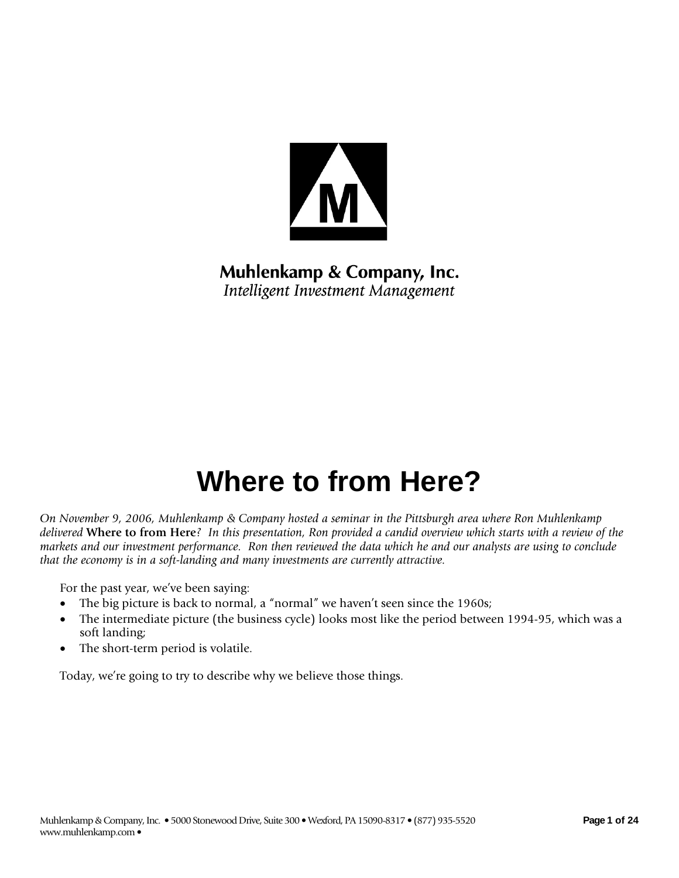Muhlenkamp & Company, Inc.
*Intelligent Investment Management*

# Where to from Here?

*On November 9, 2006, Muhlenkamp & Company hosted a seminar in the Pittsburgh area where Ron Muhlenkamp delivered* **Where to from Here***? In this presentation, Ron provided a candid overview which starts with a review of the markets and our investment performance. Ron then reviewed the data which he and our analysts are using to conclude that the economy is in a soft-landing and many investments are currently attractive.*

For the past year, we've been saying:

- The big picture is back to normal, a "normal" we haven't seen since the 1960s;
- The intermediate picture (the business cycle) looks most like the period between 1994-95, which was a soft landing;
- The short-term period is volatile.

Today, we're going to try to describe why we believe those things.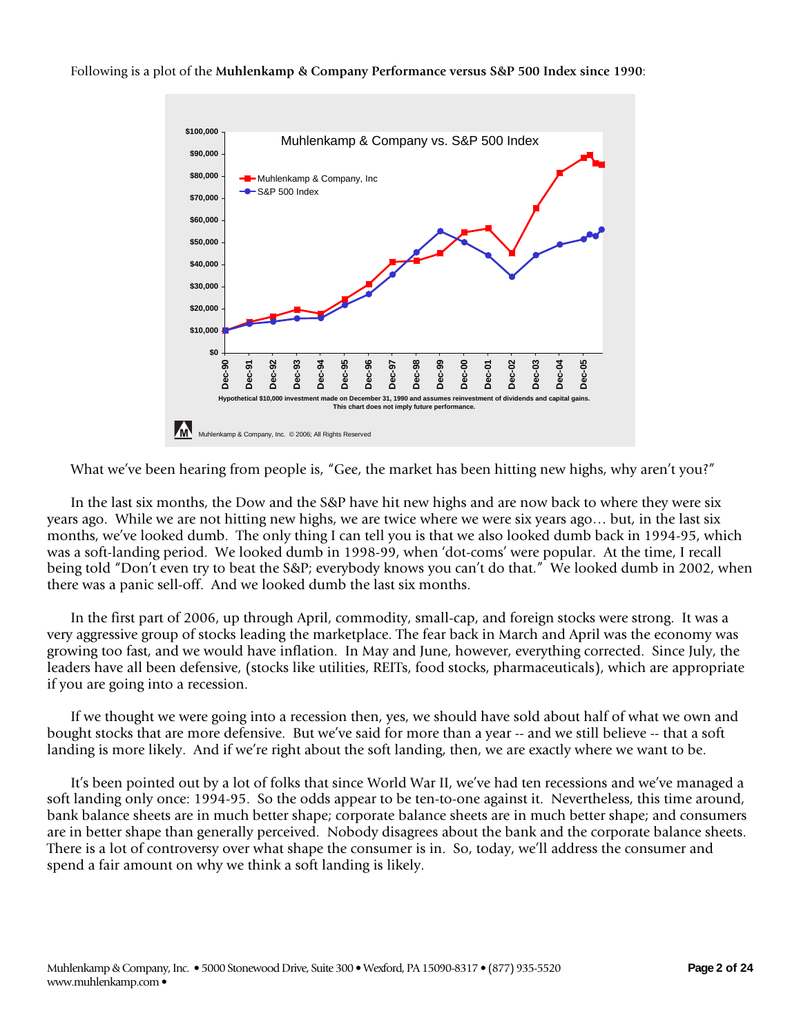Following is a plot of the **Muhlenkamp & Company Performance versus S&P 500 Index since 1990**:

Muhlenkamp & Company vs. S&P 500 Index

Muhlenkamp & Company, Inc

S&P 500 Index

$100,000
$90,000
$80,000
$70,000
$60,000
$50,000
$40,000
$30,000
$20,000
$10,000
$0

Dec-90 Dec-91 Dec-92 Dec-93 Dec-94 Dec-95 Dec-96 Dec-97 Dec-98 Dec-99 Dec-00 Dec-01 Dec-02 Dec-03 Dec-04 Dec-05

Hypothetical $10,000 investment made on December 31, 1990 and assumes reinvestment of dividends and capital gains.
This chart does not imply future performance.

Muhlenkamp & Company, Inc. © 2006; All Rights Reserved

What we've been hearing from people is, "Gee, the market has been hitting new highs, why aren't you?"

In the last six months, the Dow and the S&P have hit new highs and are now back to where they were six years ago. While we are not hitting new highs, we are twice where we were six years ago… but, in the last six months, we've looked dumb. The only thing I can tell you is that we also looked dumb back in 1994-95, which was a soft-landing period. We looked dumb in 1998-99, when 'dot-coms' were popular. At the time, I recall being told "Don't even try to beat the S&P; everybody knows you can't do that." We looked dumb in 2002, when there was a panic sell-off. And we looked dumb the last six months.

In the first part of 2006, up through April, commodity, small-cap, and foreign stocks were strong. It was a very aggressive group of stocks leading the marketplace. The fear back in March and April was the economy was growing too fast, and we would have inflation. In May and June, however, everything corrected. Since July, the leaders have all been defensive, (stocks like utilities, REITs, food stocks, pharmaceuticals), which are appropriate if you are going into a recession.

If we thought we were going into a recession then, yes, we should have sold about half of what we own and bought stocks that are more defensive. But we've said for more than a year -- and we still believe -- that a soft landing is more likely. And if we're right about the soft landing, then, we are exactly where we want to be.

It's been pointed out by a lot of folks that since World War II, we've had ten recessions and we've managed a soft landing only once: 1994-95. So the odds appear to be ten-to-one against it. Nevertheless, this time around, bank balance sheets are in much better shape; corporate balance sheets are in much better shape; and consumers are in better shape than generally perceived. Nobody disagrees about the bank and the corporate balance sheets. There is a lot of controversy over what shape the consumer is in. So, today, we'll address the consumer and spend a fair amount on why we think a soft landing is likely.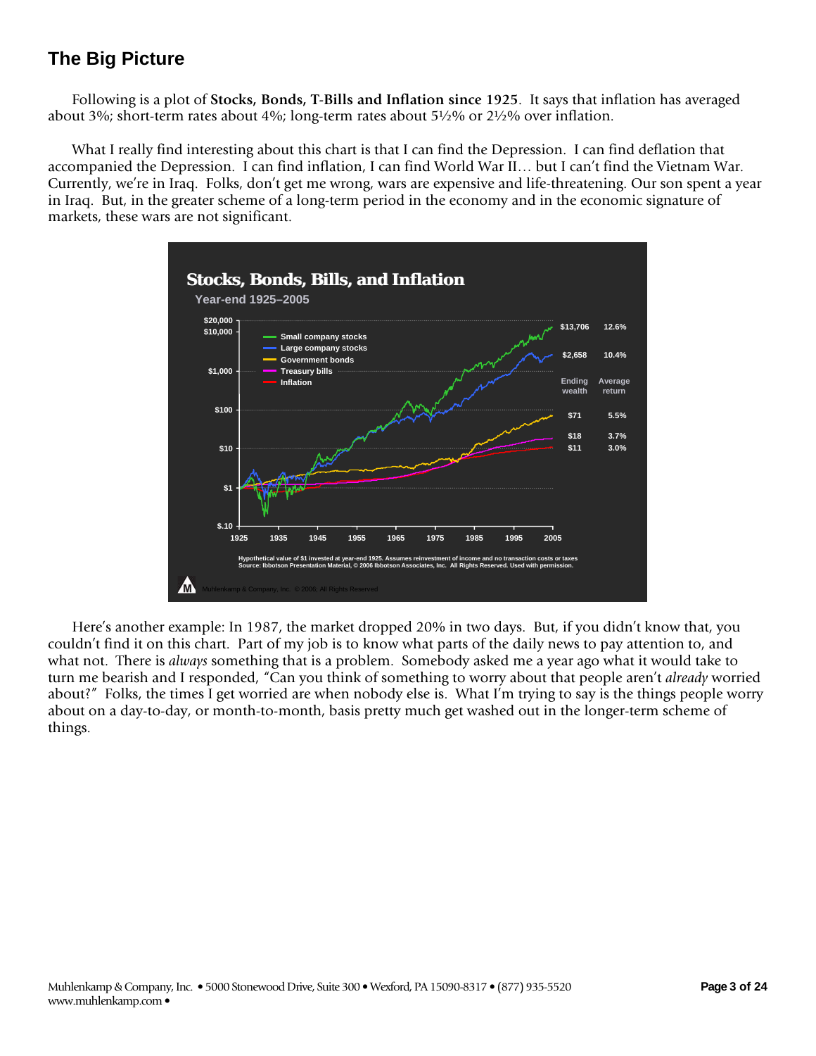## The Big Picture

Following is a plot of **Stocks, Bonds, T-Bills and Inflation since 1925**. It says that inflation has averaged about 3%; short-term rates about 4%; long-term rates about 5½% or 2½% over inflation.

What I really find interesting about this chart is that I can find the Depression. I can find deflation that accompanied the Depression. I can find inflation, I can find World War II… but I can't find the Vietnam War. Currently, we're in Iraq. Folks, don't get me wrong, wars are expensive and life-threatening. Our son spent a year in Iraq. But, in the greater scheme of a long-term period in the economy and in the economic signature of markets, these wars are not significant.

**Stocks, Bonds, Bills, and Inflation**

Year-end 1925–2005

$20,000
$10,000
$1,000
$100
$10
$1
$.10

1925 1935 1945 1955 1965 1975 1985 1995 2005

Small company stocks
Large company stocks
Government bonds
Treasury bills
Inflation

Ending wealth / Average return

$13,706 12.6%
$2,658 10.4%
$71 5.5%
$18 3.7%
$11 3.0%

Hypothetical value of $1 invested at year-end 1925. Assumes reinvestment of income and no transaction costs or taxes
Source: Ibbotson Presentation Material, © 2006 Ibbotson Associates, Inc. All Rights Reserved. Used with permission.

Muhlenkamp & Company, Inc. © 2006; All Rights Reserved

Here's another example: In 1987, the market dropped 20% in two days. But, if you didn't know that, you couldn't find it on this chart. Part of my job is to know what parts of the daily news to pay attention to, and what not. There is *always* something that is a problem. Somebody asked me a year ago what it would take to turn me bearish and I responded, "Can you think of something to worry about that people aren't *already* worried about?" Folks, the times I get worried are when nobody else is. What I'm trying to say is the things people worry about on a day-to-day, or month-to-month, basis pretty much get washed out in the longer-term scheme of things.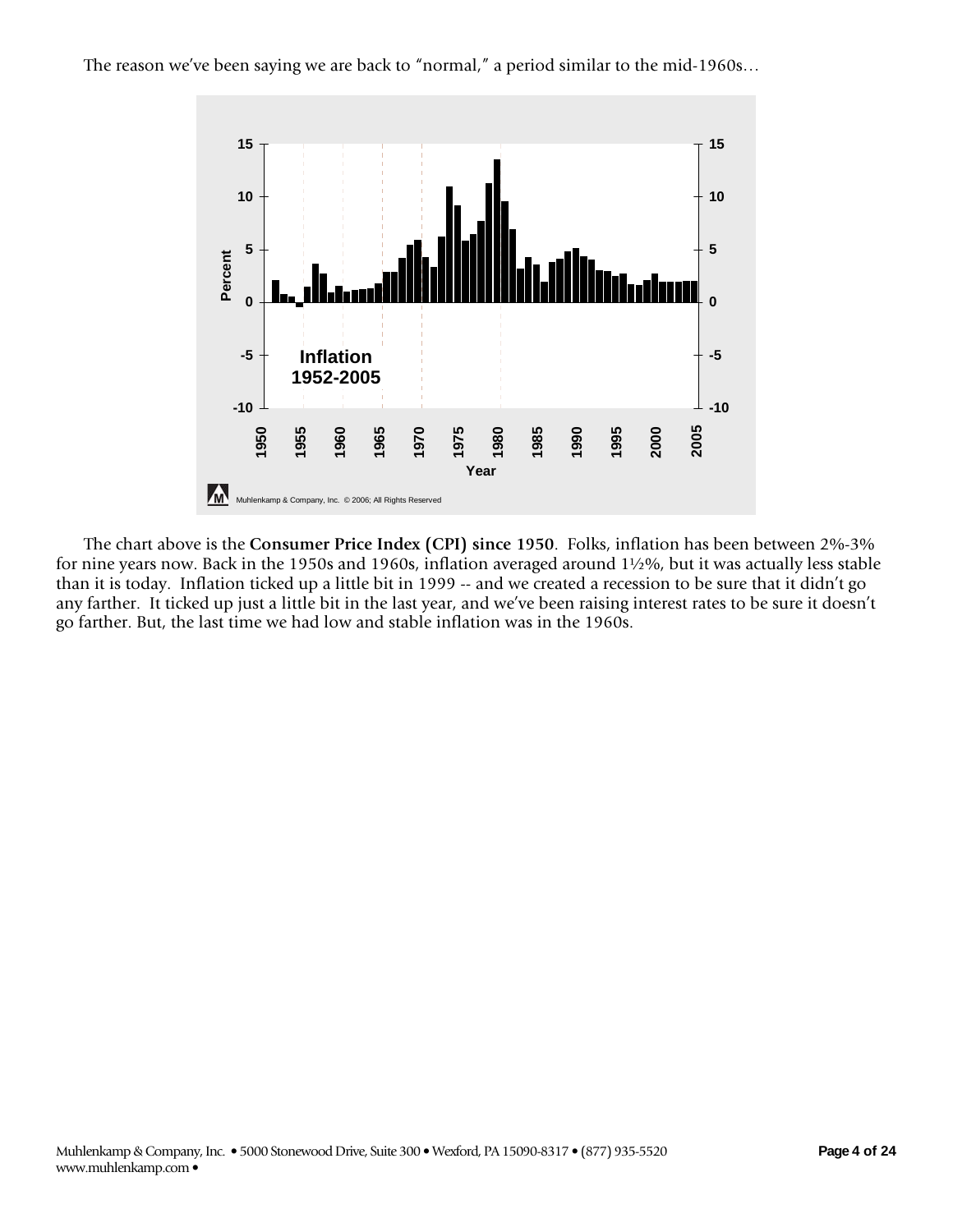The reason we've been saying we are back to "normal," a period similar to the mid-1960s…

Inflation
1952-2005

Percent

15
10
5
0
-5
-10

Year

1950 1955 1960 1965 1970 1975 1980 1985 1990 1995 2000 2005

Muhlenkamp & Company, Inc. © 2006; All Rights Reserved

The chart above is the **Consumer Price Index (CPI) since 1950**. Folks, inflation has been between 2%-3% for nine years now. Back in the 1950s and 1960s, inflation averaged around 1½%, but it was actually less stable than it is today. Inflation ticked up a little bit in 1999 -- and we created a recession to be sure that it didn't go any farther. It ticked up just a little bit in the last year, and we've been raising interest rates to be sure it doesn't go farther. But, the last time we had low and stable inflation was in the 1960s.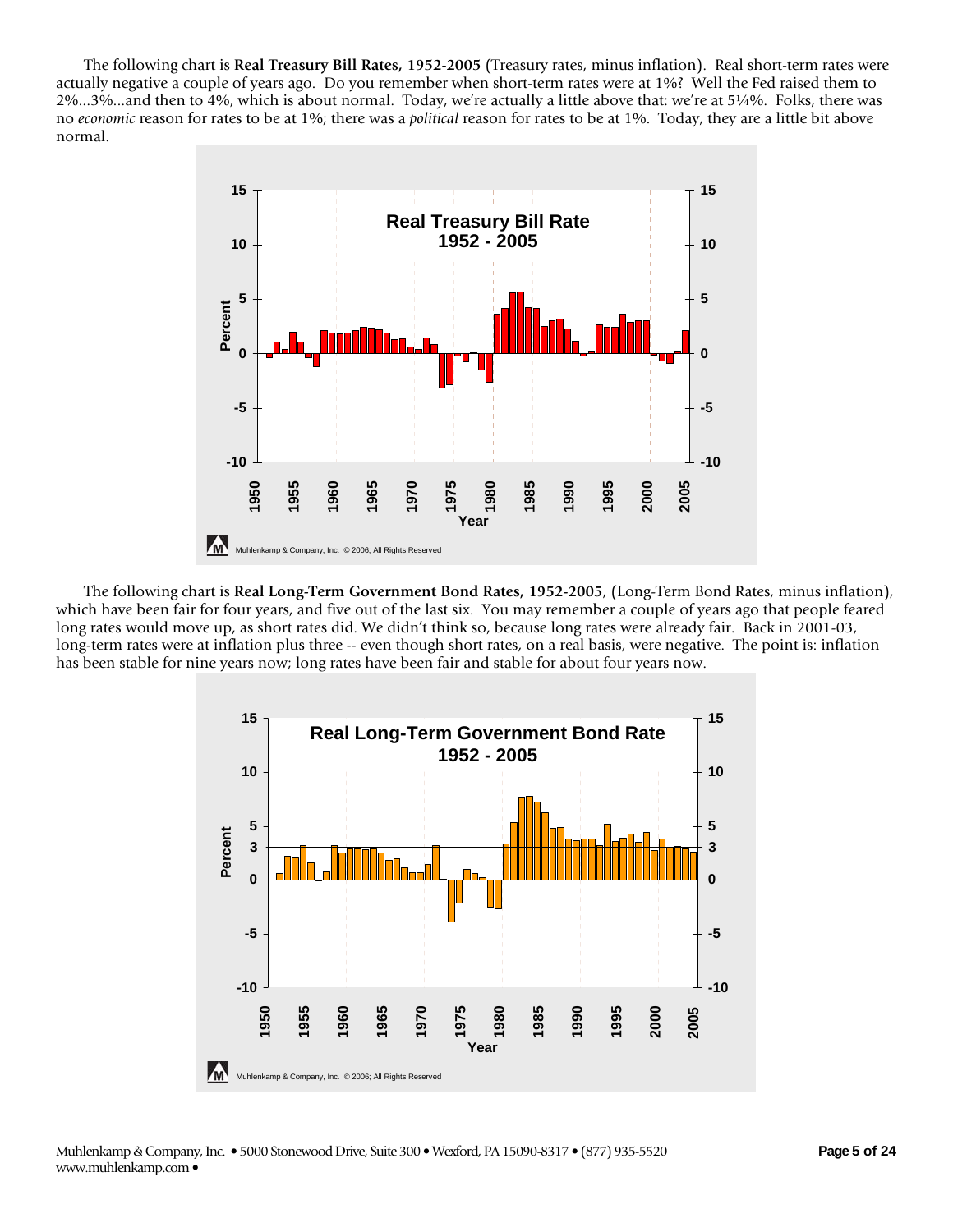The following chart is **Real Treasury Bill Rates, 1952-2005** (Treasury rates, minus inflation). Real short-term rates were actually negative a couple of years ago. Do you remember when short-term rates were at 1%? Well the Fed raised them to 2%...3%...and then to 4%, which is about normal. Today, we're actually a little above that: we're at 5¼%. Folks, there was no *economic* reason for rates to be at 1%; there was a *political* reason for rates to be at 1%. Today, they are a little bit above normal.

The following chart is **Real Long-Term Government Bond Rates, 1952-2005**, (Long-Term Bond Rates, minus inflation), which have been fair for four years, and five out of the last six. You may remember a couple of years ago that people feared long rates would move up, as short rates did. We didn't think so, because long rates were already fair. Back in 2001-03, long-term rates were at inflation plus three -- even though short rates, on a real basis, were negative. The point is: inflation has been stable for nine years now; long rates have been fair and stable for about four years now.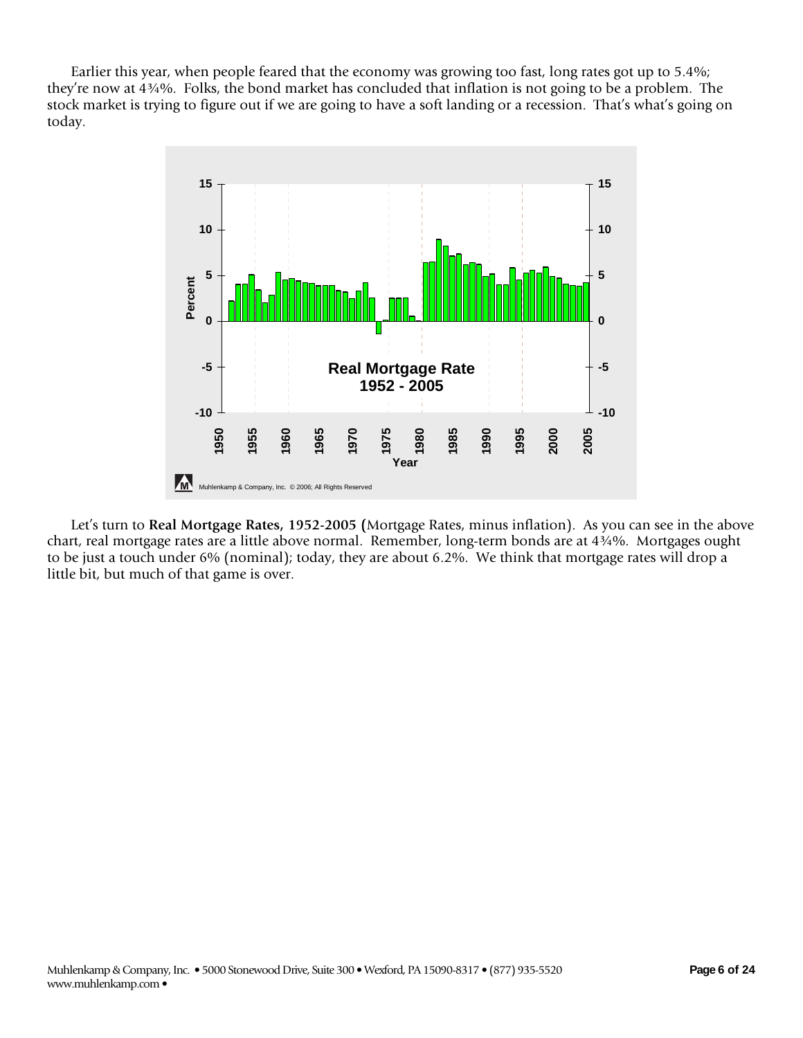Earlier this year, when people feared that the economy was growing too fast, long rates got up to 5.4%; they're now at 4¾%. Folks, the bond market has concluded that inflation is not going to be a problem. The stock market is trying to figure out if we are going to have a soft landing or a recession. That's what's going on today.

Real Mortgage Rate
1952 - 2005

Percent

15
10
5
0
-5
-10

1950 1955 1960 1965 1970 1975 1980 1985 1990 1995 2000 2005

Year

Muhlenkamp & Company, Inc. © 2006; All Rights Reserved

Let's turn to **Real Mortgage Rates, 1952-2005 (**Mortgage Rates, minus inflation). As you can see in the above chart, real mortgage rates are a little above normal. Remember, long-term bonds are at 4¾%. Mortgages ought to be just a touch under 6% (nominal); today, they are about 6.2%. We think that mortgage rates will drop a little bit, but much of that game is over.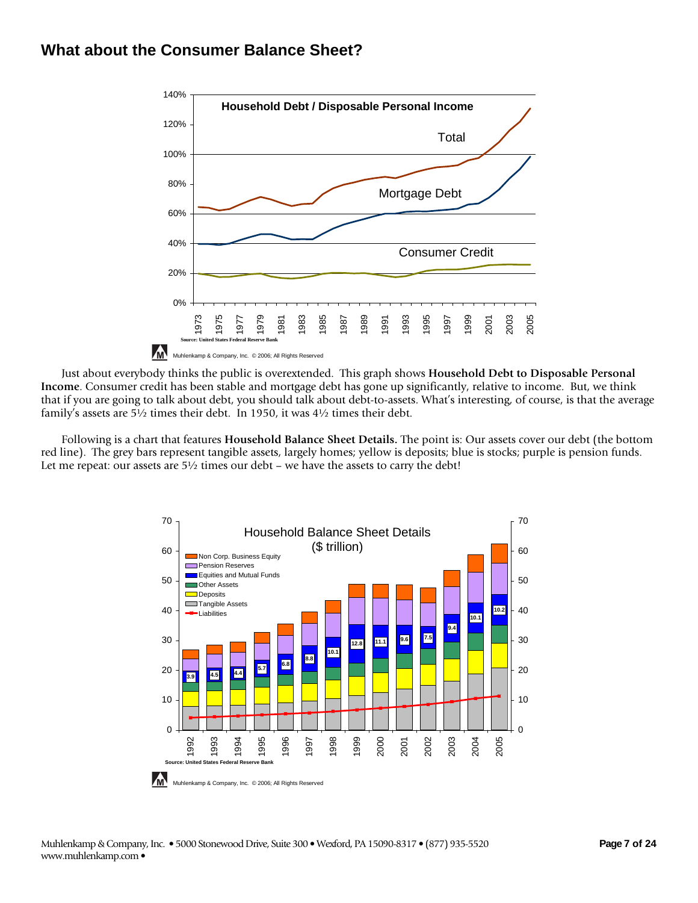## What about the Consumer Balance Sheet?

Just about everybody thinks the public is overextended. This graph shows **Household Debt to Disposable Personal Income**. Consumer credit has been stable and mortgage debt has gone up significantly, relative to income. But, we think that if you are going to talk about debt, you should talk about debt-to-assets. What's interesting, of course, is that the average family's assets are 5½ times their debt. In 1950, it was 4½ times their debt.

Following is a chart that features **Household Balance Sheet Details.** The point is: Our assets cover our debt (the bottom red line). The grey bars represent tangible assets, largely homes; yellow is deposits; blue is stocks; purple is pension funds. Let me repeat: our assets are 5½ times our debt – we have the assets to carry the debt!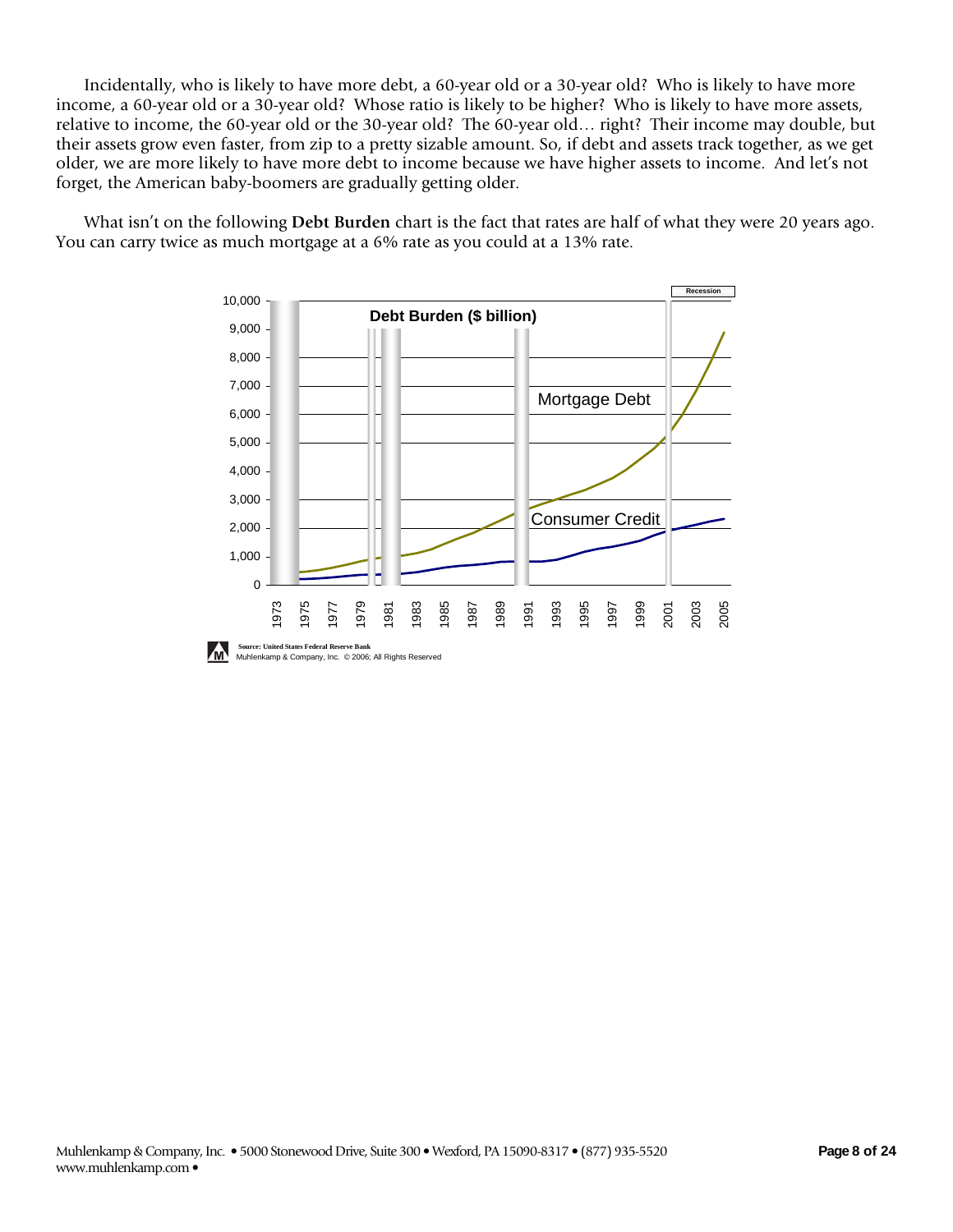Incidentally, who is likely to have more debt, a 60-year old or a 30-year old? Who is likely to have more income, a 60-year old or a 30-year old? Whose ratio is likely to be higher? Who is likely to have more assets, relative to income, the 60-year old or the 30-year old? The 60-year old… right? Their income may double, but their assets grow even faster, from zip to a pretty sizable amount. So, if debt and assets track together, as we get older, we are more likely to have more debt to income because we have higher assets to income. And let's not forget, the American baby-boomers are gradually getting older.

What isn't on the following **Debt Burden** chart is the fact that rates are half of what they were 20 years ago. You can carry twice as much mortgage at a 6% rate as you could at a 13% rate.

Debt Burden ($ billion)

Recession

Mortgage Debt

Consumer Credit

10,000
9,000
8,000
7,000
6,000
5,000
4,000
3,000
2,000
1,000
0

1973 1975 1977 1979 1981 1983 1985 1987 1989 1991 1993 1995 1997 1999 2001 2003 2005

Source: United States Federal Reserve Bank
Muhlenkamp & Company, Inc. © 2006; All Rights Reserved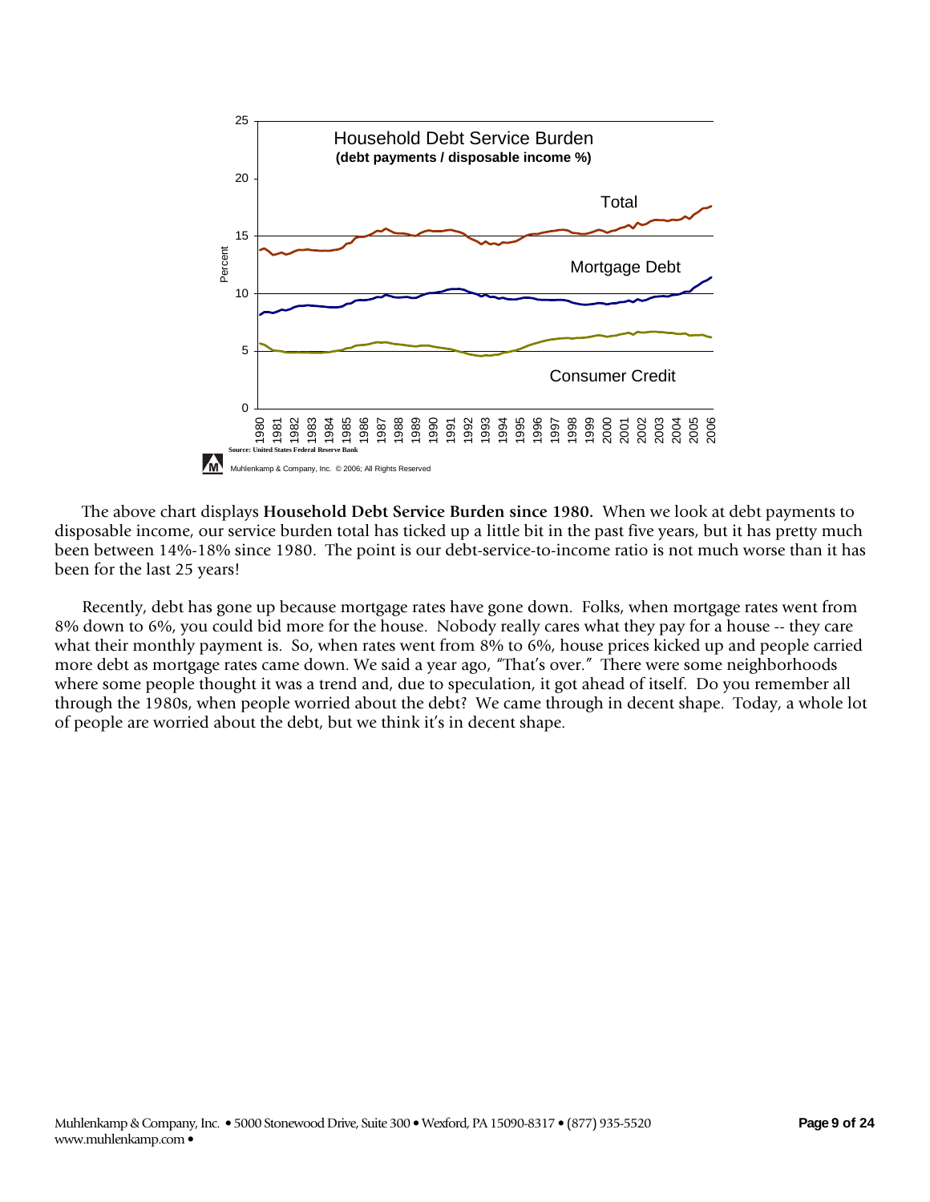Household Debt Service Burden
**(debt payments / disposable income %)**

25
20
15
10
5
0

Percent

Total
Mortgage Debt
Consumer Credit

1980 1981 1982 1983 1984 1985 1986 1987 1988 1989 1990 1991 1992 1993 1994 1995 1996 1997 1998 1999 2000 2001 2002 2003 2004 2005 2006

Source: United States Federal Reserve Bank

Muhlenkamp & Company, Inc. © 2006; All Rights Reserved

The above chart displays **Household Debt Service Burden since 1980.** When we look at debt payments to disposable income, our service burden total has ticked up a little bit in the past five years, but it has pretty much been between 14%-18% since 1980. The point is our debt-service-to-income ratio is not much worse than it has been for the last 25 years!

Recently, debt has gone up because mortgage rates have gone down. Folks, when mortgage rates went from 8% down to 6%, you could bid more for the house. Nobody really cares what they pay for a house -- they care what their monthly payment is. So, when rates went from 8% to 6%, house prices kicked up and people carried more debt as mortgage rates came down. We said a year ago, "That's over." There were some neighborhoods where some people thought it was a trend and, due to speculation, it got ahead of itself. Do you remember all through the 1980s, when people worried about the debt? We came through in decent shape. Today, a whole lot of people are worried about the debt, but we think it's in decent shape.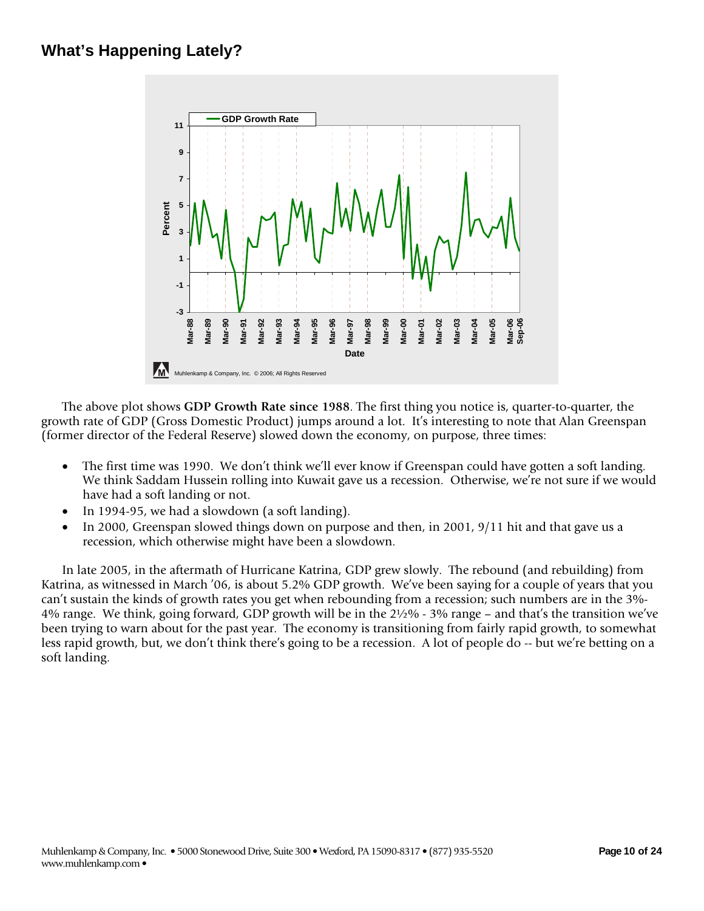## What's Happening Lately?

GDP Growth Rate

11
9
7
5
3
1
-1
-3

Percent

Mar-88 Mar-89 Mar-90 Mar-91 Mar-92 Mar-93 Mar-94 Mar-95 Mar-96 Mar-97 Mar-98 Mar-99 Mar-00 Mar-01 Mar-02 Mar-03 Mar-04 Mar-05 Mar-06 Sep-06

Date

Muhlenkamp & Company, Inc. © 2006; All Rights Reserved

The above plot shows **GDP Growth Rate since 1988**. The first thing you notice is, quarter-to-quarter, the growth rate of GDP (Gross Domestic Product) jumps around a lot. It's interesting to note that Alan Greenspan (former director of the Federal Reserve) slowed down the economy, on purpose, three times:

- The first time was 1990. We don't think we'll ever know if Greenspan could have gotten a soft landing. We think Saddam Hussein rolling into Kuwait gave us a recession. Otherwise, we're not sure if we would have had a soft landing or not.
- In 1994-95, we had a slowdown (a soft landing).
- In 2000, Greenspan slowed things down on purpose and then, in 2001, 9/11 hit and that gave us a recession, which otherwise might have been a slowdown.

In late 2005, in the aftermath of Hurricane Katrina, GDP grew slowly. The rebound (and rebuilding) from Katrina, as witnessed in March '06, is about 5.2% GDP growth. We've been saying for a couple of years that you can't sustain the kinds of growth rates you get when rebounding from a recession; such numbers are in the 3%-4% range. We think, going forward, GDP growth will be in the 2½% - 3% range – and that's the transition we've been trying to warn about for the past year. The economy is transitioning from fairly rapid growth, to somewhat less rapid growth, but, we don't think there's going to be a recession. A lot of people do -- but we're betting on a soft landing.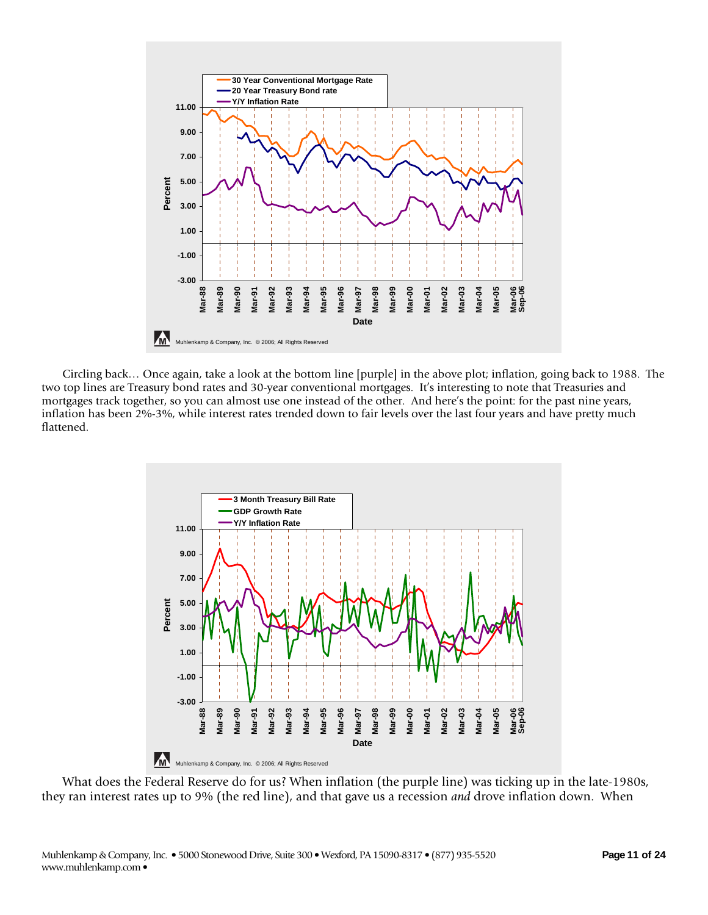30 Year Conventional Mortgage Rate
20 Year Treasury Bond rate
Y/Y Inflation Rate

11.00
9.00
7.00
5.00
3.00
1.00
-1.00
-3.00

Percent

Mar-88 Mar-89 Mar-90 Mar-91 Mar-92 Mar-93 Mar-94 Mar-95 Mar-96 Mar-97 Mar-98 Mar-99 Mar-00 Mar-01 Mar-02 Mar-03 Mar-04 Mar-05 Mar-06 Sep-06

Date

Muhlenkamp & Company, Inc. © 2006; All Rights Reserved

Circling back… Once again, take a look at the bottom line [purple] in the above plot; inflation, going back to 1988. The two top lines are Treasury bond rates and 30-year conventional mortgages. It's interesting to note that Treasuries and mortgages track together, so you can almost use one instead of the other. And here's the point: for the past nine years, inflation has been 2%-3%, while interest rates trended down to fair levels over the last four years and have pretty much flattened.

3 Month Treasury Bill Rate
GDP Growth Rate
Y/Y Inflation Rate

11.00
9.00
7.00
5.00
3.00
1.00
-1.00
-3.00

Percent

Mar-88 Mar-89 Mar-90 Mar-91 Mar-92 Mar-93 Mar-94 Mar-95 Mar-96 Mar-97 Mar-98 Mar-99 Mar-00 Mar-01 Mar-02 Mar-03 Mar-04 Mar-05 Mar-06 Sep-06

Date

Muhlenkamp & Company, Inc. © 2006; All Rights Reserved

What does the Federal Reserve do for us? When inflation (the purple line) was ticking up in the late-1980s, they ran interest rates up to 9% (the red line), and that gave us a recession *and* drove inflation down. When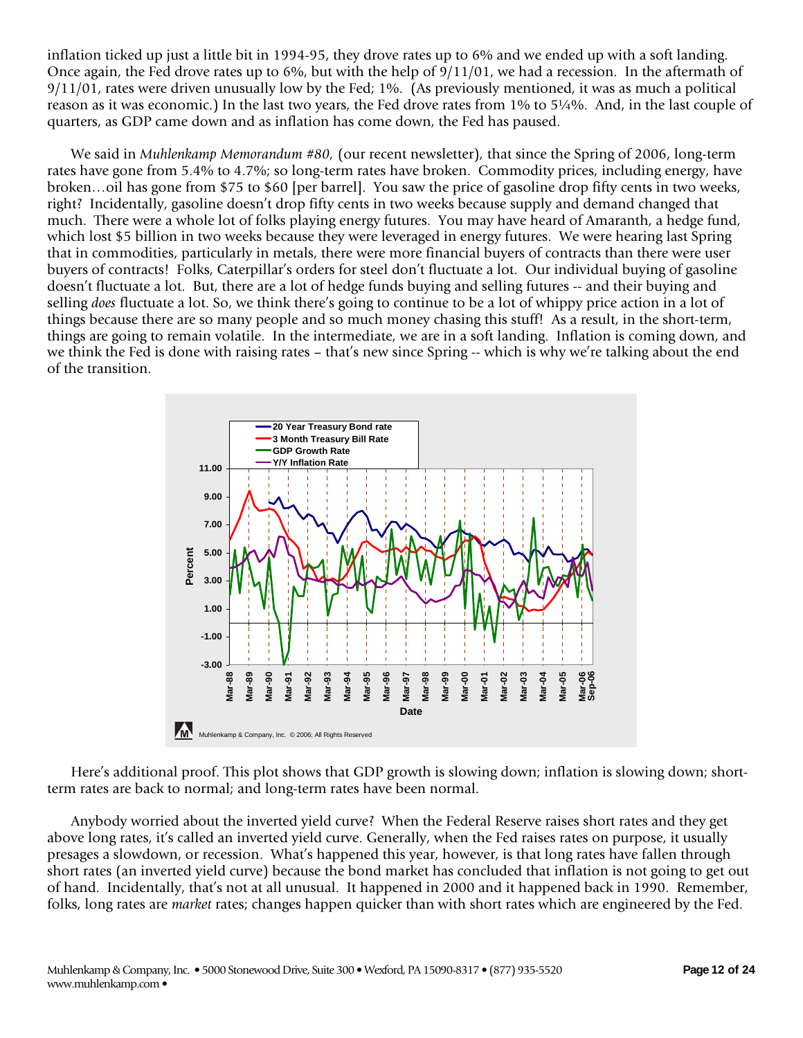inflation ticked up just a little bit in 1994-95, they drove rates up to 6% and we ended up with a soft landing. Once again, the Fed drove rates up to 6%, but with the help of 9/11/01, we had a recession. In the aftermath of 9/11/01, rates were driven unusually low by the Fed; 1%. (As previously mentioned, it was as much a political reason as it was economic.) In the last two years, the Fed drove rates from 1% to 5¼%. And, in the last couple of quarters, as GDP came down and as inflation has come down, the Fed has paused.

We said in *Muhlenkamp Memorandum #80*, (our recent newsletter), that since the Spring of 2006, long-term rates have gone from 5.4% to 4.7%; so long-term rates have broken. Commodity prices, including energy, have broken…oil has gone from $75 to $60 [per barrel]. You saw the price of gasoline drop fifty cents in two weeks, right? Incidentally, gasoline doesn't drop fifty cents in two weeks because supply and demand changed that much. There were a whole lot of folks playing energy futures. You may have heard of Amaranth, a hedge fund, which lost $5 billion in two weeks because they were leveraged in energy futures. We were hearing last Spring that in commodities, particularly in metals, there were more financial buyers of contracts than there were user buyers of contracts! Folks, Caterpillar's orders for steel don't fluctuate a lot. Our individual buying of gasoline doesn't fluctuate a lot. But, there are a lot of hedge funds buying and selling futures -- and their buying and selling *does* fluctuate a lot. So, we think there's going to continue to be a lot of whippy price action in a lot of things because there are so many people and so much money chasing this stuff! As a result, in the short-term, things are going to remain volatile. In the intermediate, we are in a soft landing. Inflation is coming down, and we think the Fed is done with raising rates – that's new since Spring -- which is why we're talking about the end of the transition.

20 Year Treasury Bond rate
3 Month Treasury Bill Rate
GDP Growth Rate
Y/Y Inflation Rate

Percent

11.00
9.00
7.00
5.00
3.00
1.00
-1.00
-3.00

Mar-88 Mar-89 Mar-90 Mar-91 Mar-92 Mar-93 Mar-94 Mar-95 Mar-96 Mar-97 Mar-98 Mar-99 Mar-00 Mar-01 Mar-02 Mar-03 Mar-04 Mar-05 Mar-06 Sep-06

Date

Muhlenkamp & Company, Inc. © 2006; All Rights Reserved

Here's additional proof. This plot shows that GDP growth is slowing down; inflation is slowing down; short-term rates are back to normal; and long-term rates have been normal.

Anybody worried about the inverted yield curve? When the Federal Reserve raises short rates and they get above long rates, it's called an inverted yield curve. Generally, when the Fed raises rates on purpose, it usually presages a slowdown, or recession. What's happened this year, however, is that long rates have fallen through short rates (an inverted yield curve) because the bond market has concluded that inflation is not going to get out of hand. Incidentally, that's not at all unusual. It happened in 2000 and it happened back in 1990. Remember, folks, long rates are *market* rates; changes happen quicker than with short rates which are engineered by the Fed.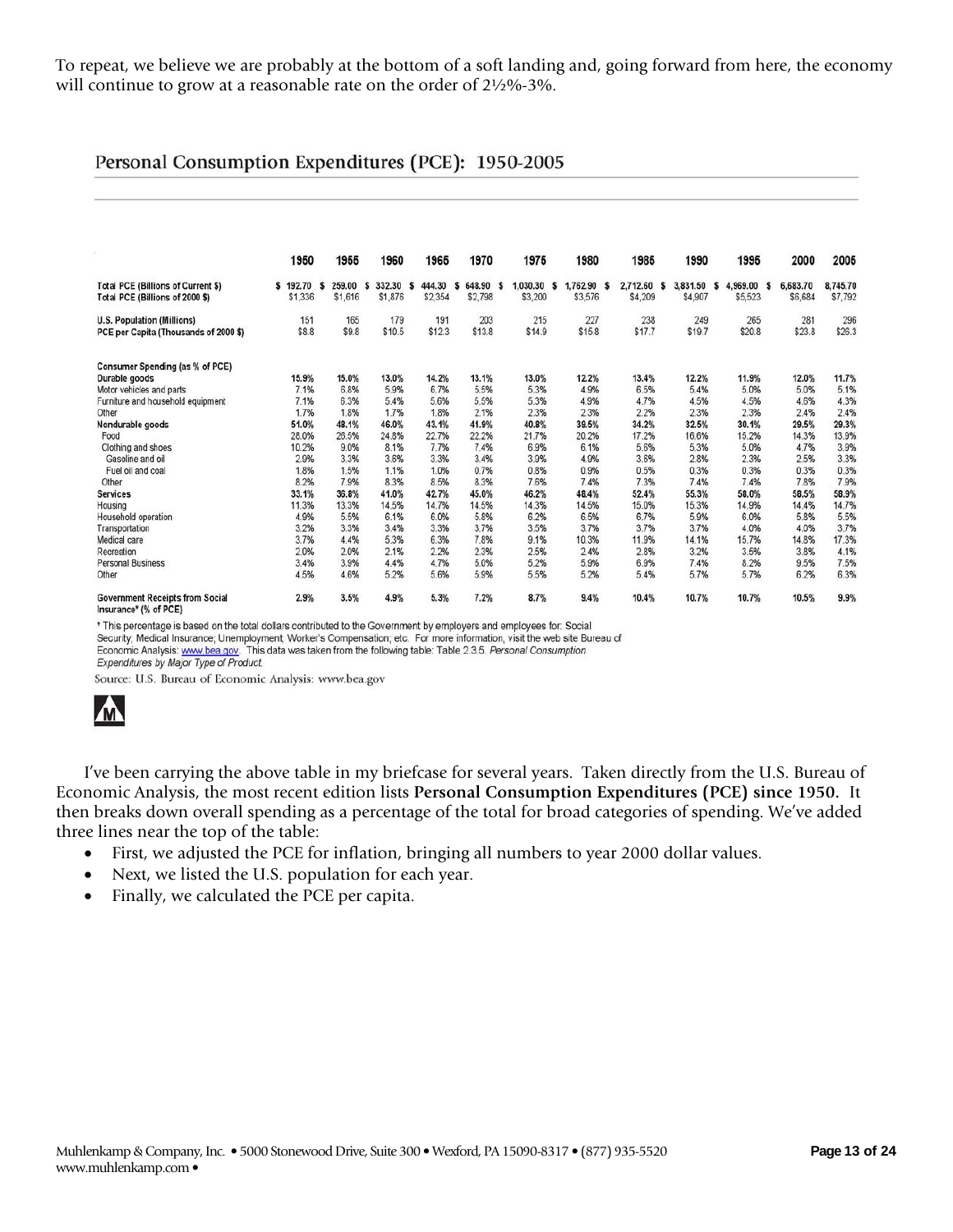To repeat, we believe we are probably at the bottom of a soft landing and, going forward from here, the economy will continue to grow at a reasonable rate on the order of 2½%-3%.

## Personal Consumption Expenditures (PCE): 1950-2005

| | 1950 | 1955 | 1960 | 1965 | 1970 | 1975 | 1980 | 1985 | 1990 | 1995 | 2000 | 2005 |
|---|---|---|---|---|---|---|---|---|---|---|---|---|
| **Total PCE (Billions of Current $)** | $ 192.70 | $ 259.00 | $ 332.30 | $ 444.30 | $ 648.90 | $ 1,030.30 | $ 1,762.90 | $ 2,712.60 | $ 3,831.50 | $ 4,969.00 | $ 6,683.70 | 8,745.70 |
| **Total PCE (Billions of 2000 $)** | $1,336 | $1,616 | $1,876 | $2,354 | $2,798 | $3,200 | $3,576 | $4,209 | $4,907 | $5,523 | $6,684 | $7,792 |
| **U.S. Population (Millions)** | 151 | 165 | 179 | 191 | 203 | 215 | 227 | 238 | 249 | 265 | 281 | 296 |
| **PCE per Capita (Thousands of 2000 $)** | $8.8 | $9.8 | $10.5 | $12.3 | $13.8 | $14.9 | $15.8 | $17.7 | $19.7 | $20.8 | $23.8 | $26.3 |
| **Consumer Spending (as % of PCE)** | | | | | | | | | | | | |
| **Durable goods** | 15.9% | 15.0% | 13.0% | 14.2% | 13.1% | 13.0% | 12.2% | 13.4% | 12.2% | 11.9% | 12.0% | 11.7% |
| Motor vehicles and parts | 7.1% | 6.8% | 5.9% | 6.7% | 5.5% | 5.3% | 4.9% | 6.5% | 5.4% | 5.0% | 5.0% | 5.1% |
| Furniture and household equipment | 7.1% | 6.3% | 5.4% | 5.6% | 5.5% | 5.3% | 4.9% | 4.7% | 4.5% | 4.5% | 4.6% | 4.3% |
| Other | 1.7% | 1.8% | 1.7% | 1.8% | 2.1% | 2.3% | 2.3% | 2.2% | 2.3% | 2.3% | 2.4% | 2.4% |
| **Nondurable goods** | 51.0% | 48.1% | 46.0% | 43.1% | 41.9% | 40.8% | 39.5% | 34.2% | 32.5% | 30.1% | 29.5% | 29.3% |
| Food | 28.0% | 26.5% | 24.8% | 22.7% | 22.2% | 21.7% | 20.2% | 17.2% | 16.6% | 15.2% | 14.3% | 13.9% |
| Clothing and shoes | 10.2% | 9.0% | 8.1% | 7.7% | 7.4% | 6.9% | 6.1% | 5.6% | 5.3% | 5.0% | 4.7% | 3.9% |
| Gasoline and oil | 2.9% | 3.3% | 3.6% | 3.3% | 3.4% | 3.9% | 4.9% | 3.8% | 2.8% | 2.3% | 2.5% | 3.3% |
| Fuel oil and coal | 1.8% | 1.5% | 1.1% | 1.0% | 0.7% | 0.8% | 0.9% | 0.5% | 0.3% | 0.3% | 0.3% | 0.3% |
| Other | 8.2% | 7.9% | 8.3% | 8.5% | 8.3% | 7.6% | 7.4% | 7.3% | 7.4% | 7.4% | 7.8% | 7.9% |
| **Services** | 33.1% | 36.8% | 41.0% | 42.7% | 45.0% | 46.2% | 48.4% | 52.4% | 55.3% | 58.0% | 58.5% | 58.9% |
| Housing | 11.3% | 13.3% | 14.5% | 14.7% | 14.5% | 14.3% | 14.5% | 15.0% | 15.3% | 14.9% | 14.4% | 14.7% |
| Household operation | 4.9% | 5.5% | 6.1% | 6.0% | 5.8% | 6.2% | 6.5% | 6.7% | 5.9% | 6.0% | 5.8% | 5.5% |
| Transportation | 3.2% | 3.3% | 3.4% | 3.3% | 3.7% | 3.5% | 3.7% | 3.7% | 3.7% | 4.0% | 4.0% | 3.7% |
| Medical care | 3.7% | 4.4% | 5.3% | 6.3% | 7.8% | 9.1% | 10.3% | 11.9% | 14.1% | 15.7% | 14.8% | 17.3% |
| Recreation | 2.0% | 2.0% | 2.1% | 2.2% | 2.3% | 2.5% | 2.4% | 2.8% | 3.2% | 3.5% | 3.8% | 4.1% |
| Personal Business | 3.4% | 3.9% | 4.4% | 4.7% | 5.0% | 5.2% | 5.9% | 6.9% | 7.4% | 8.2% | 9.5% | 7.5% |
| Other | 4.5% | 4.6% | 5.2% | 5.6% | 5.9% | 5.5% | 5.2% | 5.4% | 5.7% | 5.7% | 6.2% | 6.3% |
| **Government Receipts from Social Insurance* (% of PCE)** | 2.9% | 3.5% | 4.9% | 5.3% | 7.2% | 8.7% | 9.4% | 10.4% | 10.7% | 10.7% | 10.5% | 9.9% |

* This percentage is based on the total dollars contributed to the Government by employers and employees for: Social Security; Medical Insurance; Unemployment; Worker's Compensation; etc. For more information, visit the web site Bureau of Economic Analysis: www.bea.gov. This data was taken from the following table: Table 2.3.5. *Personal Consumption Expenditures by Major Type of Product.*

Source: U.S. Bureau of Economic Analysis: www.bea.gov

I've been carrying the above table in my briefcase for several years. Taken directly from the U.S. Bureau of Economic Analysis, the most recent edition lists **Personal Consumption Expenditures (PCE) since 1950.** It then breaks down overall spending as a percentage of the total for broad categories of spending. We've added three lines near the top of the table:

- First, we adjusted the PCE for inflation, bringing all numbers to year 2000 dollar values.
- Next, we listed the U.S. population for each year.
- Finally, we calculated the PCE per capita.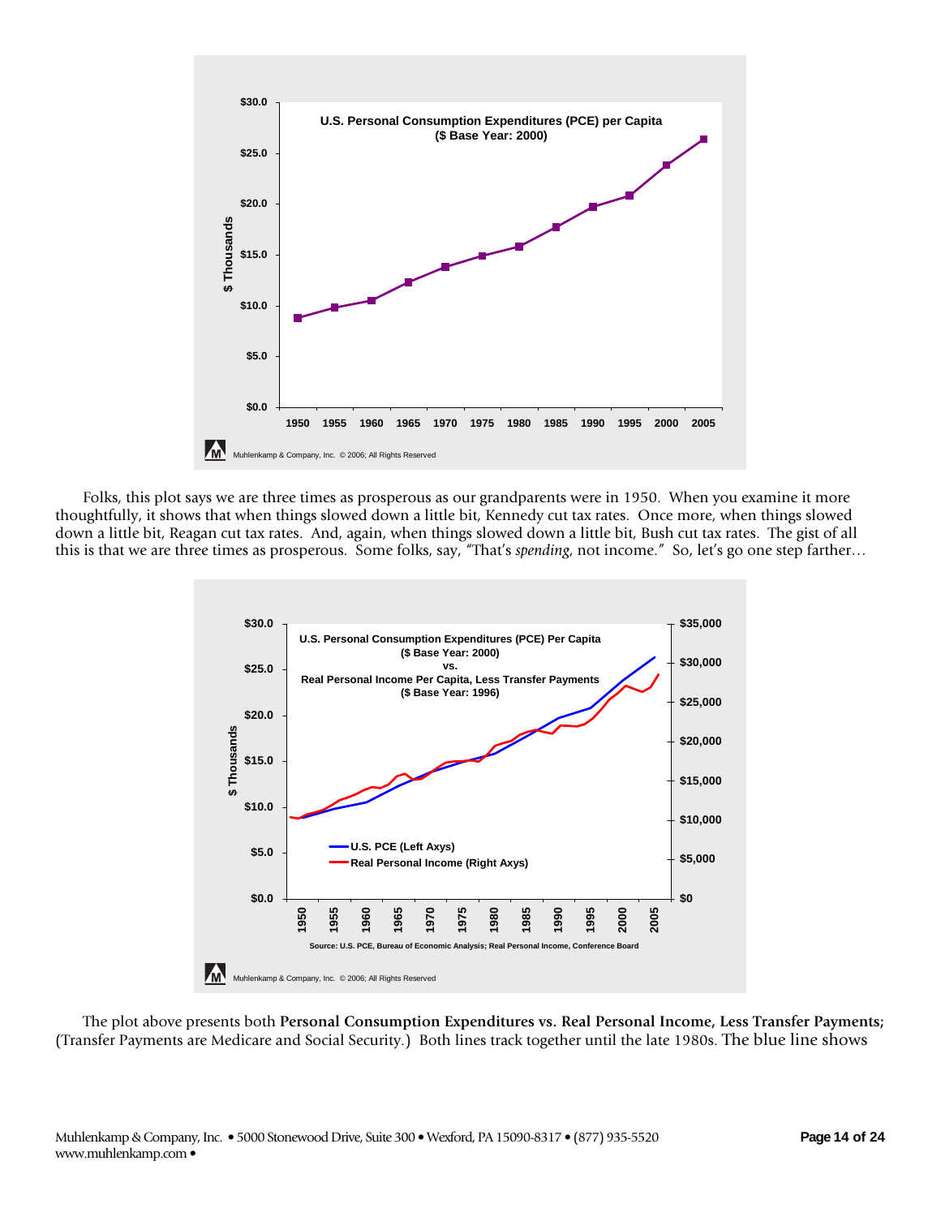U.S. Personal Consumption Expenditures (PCE) per Capita
($ Base Year: 2000)

$ Thousands

$30.0
$25.0
$20.0
$15.0
$10.0
$5.0
$0.0

1950 1955 1960 1965 1970 1975 1980 1985 1990 1995 2000 2005

Muhlenkamp & Company, Inc. © 2006; All Rights Reserved

Folks, this plot says we are three times as prosperous as our grandparents were in 1950. When you examine it more thoughtfully, it shows that when things slowed down a little bit, Kennedy cut tax rates. Once more, when things slowed down a little bit, Reagan cut tax rates. And, again, when things slowed down a little bit, Bush cut tax rates. The gist of all this is that we are three times as prosperous. Some folks, say, "That's *spending*, not income." So, let's go one step farther…

U.S. Personal Consumption Expenditures (PCE) Per Capita
($ Base Year: 2000)
vs.
Real Personal Income Per Capita, Less Transfer Payments
($ Base Year: 1996)

$ Thousands

$30.0
$25.0
$20.0
$15.0
$10.0
$5.0
$0.0

$35,000
$30,000
$25,000
$20,000
$15,000
$10,000
$5,000
$0

U.S. PCE (Left Axys)
Real Personal Income (Right Axys)

1950 1955 1960 1965 1970 1975 1980 1985 1990 1995 2000 2005

Source: U.S. PCE, Bureau of Economic Analysis; Real Personal Income, Conference Board

Muhlenkamp & Company, Inc. © 2006; All Rights Reserved

The plot above presents both **Personal Consumption Expenditures vs. Real Personal Income, Less Transfer Payments;** (Transfer Payments are Medicare and Social Security.) Both lines track together until the late 1980s. The blue line shows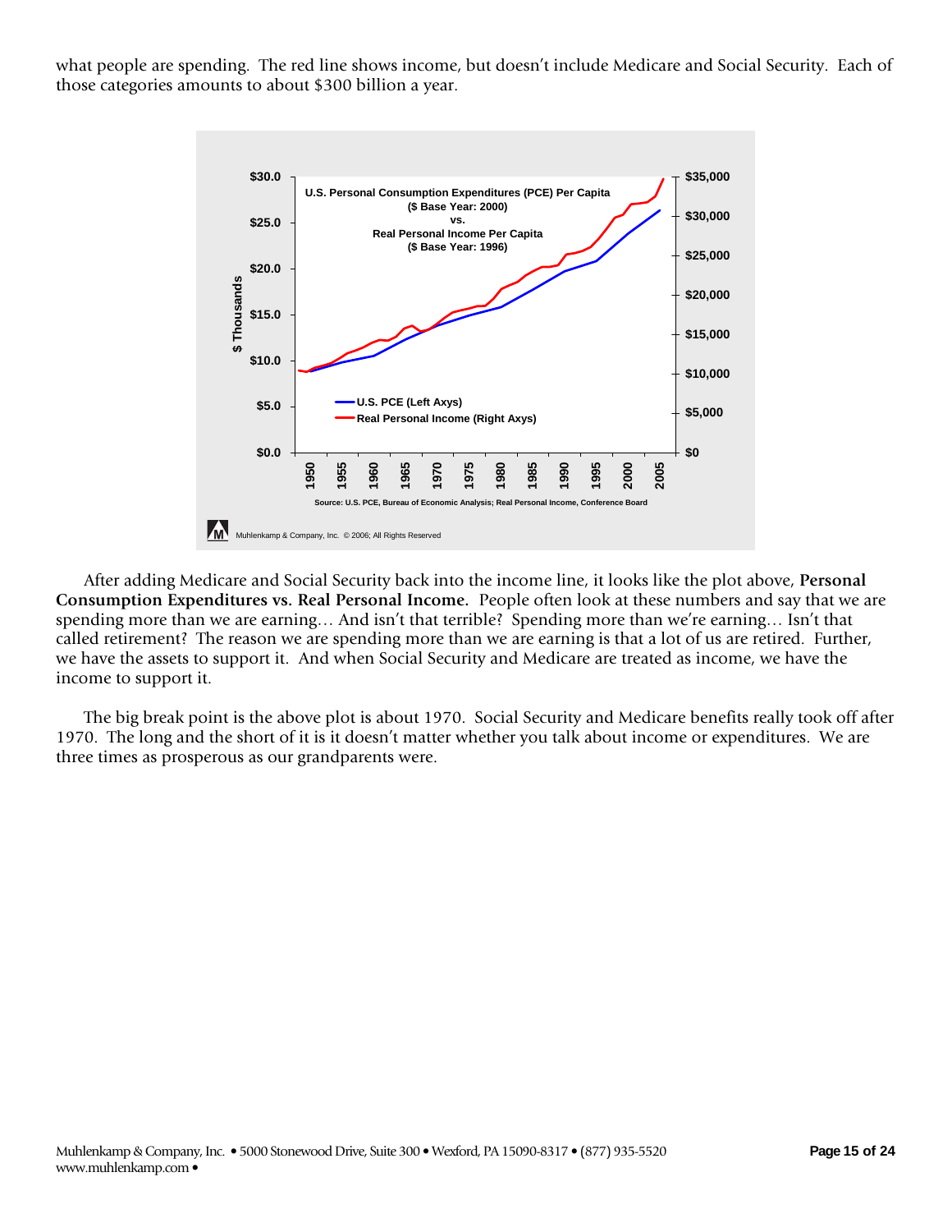what people are spending. The red line shows income, but doesn't include Medicare and Social Security. Each of those categories amounts to about $300 billion a year.

U.S. Personal Consumption Expenditures (PCE) Per Capita
($ Base Year: 2000)
vs.
Real Personal Income Per Capita
($ Base Year: 1996)

$ Thousands

$30.0
$25.0
$20.0
$15.0
$10.0
$5.0
$0.0

$35,000
$30,000
$25,000
$20,000
$15,000
$10,000
$5,000
$0

1950 1955 1960 1965 1970 1975 1980 1985 1990 1995 2000 2005

U.S. PCE (Left Axys)
Real Personal Income (Right Axys)

Source: U.S. PCE, Bureau of Economic Analysis; Real Personal Income, Conference Board

Muhlenkamp & Company, Inc. © 2006; All Rights Reserved

After adding Medicare and Social Security back into the income line, it looks like the plot above, **Personal Consumption Expenditures vs. Real Personal Income.** People often look at these numbers and say that we are spending more than we are earning… And isn't that terrible? Spending more than we're earning… Isn't that called retirement? The reason we are spending more than we are earning is that a lot of us are retired. Further, we have the assets to support it. And when Social Security and Medicare are treated as income, we have the income to support it.

The big break point is the above plot is about 1970. Social Security and Medicare benefits really took off after 1970. The long and the short of it is it doesn't matter whether you talk about income or expenditures. We are three times as prosperous as our grandparents were.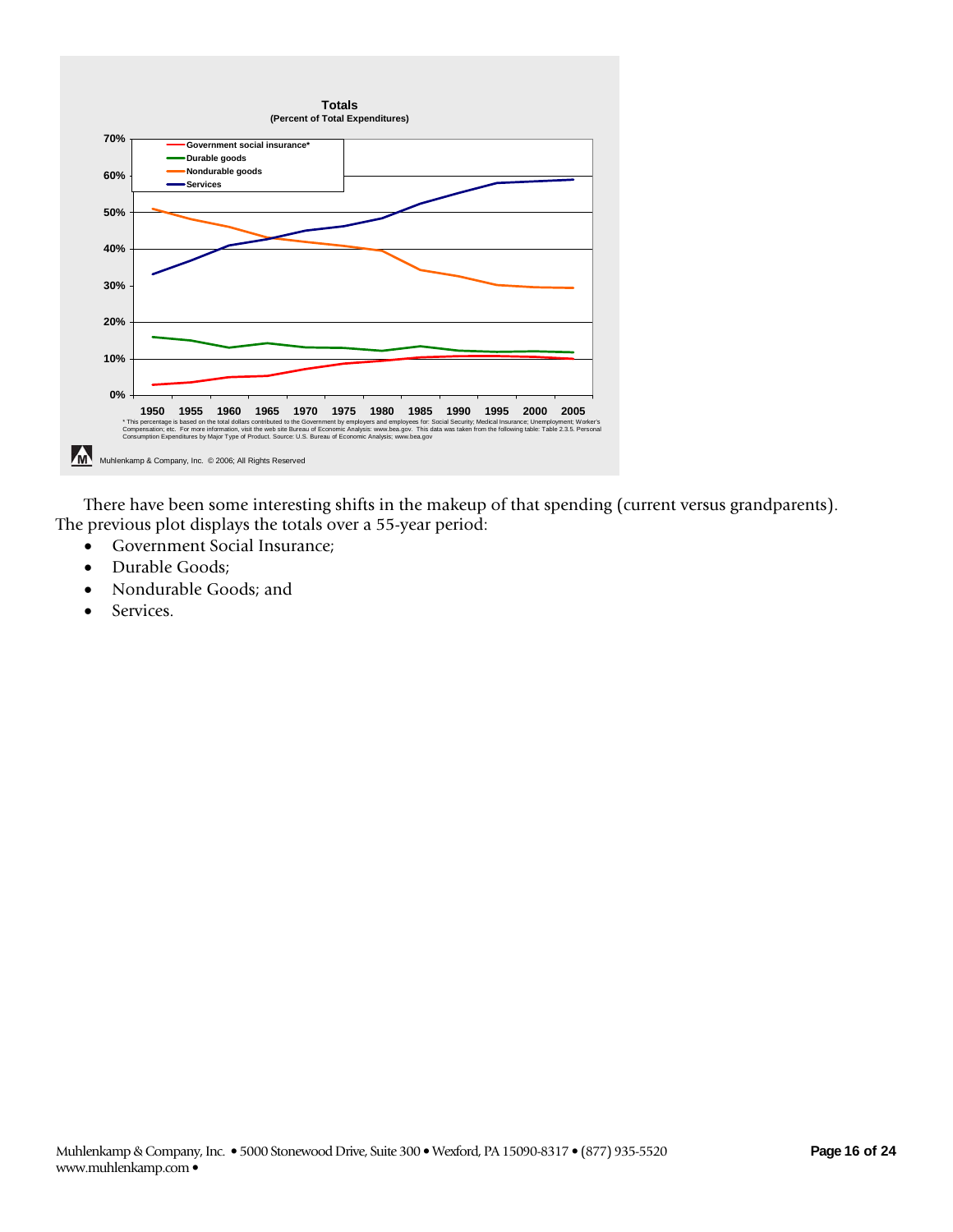**Totals**
(Percent of Total Expenditures)

70%
60%
50%
40%
30%
20%
10%
0%

Government social insurance*
Durable goods
Nondurable goods
Services

1950 1955 1960 1965 1970 1975 1980 1985 1990 1995 2000 2005

* This percentage is based on the total dollars contributed to the Government by employers and employees for: Social Security; Medical Insurance; Unemployment; Worker's Compensation; etc. For more information, visit the web site Bureau of Economic Analysis: www.bea.gov. This data was taken from the following table: Table 2.3.5. Personal Consumption Expenditures by Major Type of Product. Source: U.S. Bureau of Economic Analysis; www.bea.gov

Muhlenkamp & Company, Inc. © 2006; All Rights Reserved

There have been some interesting shifts in the makeup of that spending (current versus grandparents). The previous plot displays the totals over a 55-year period:

- Government Social Insurance;
- Durable Goods;
- Nondurable Goods; and
- Services.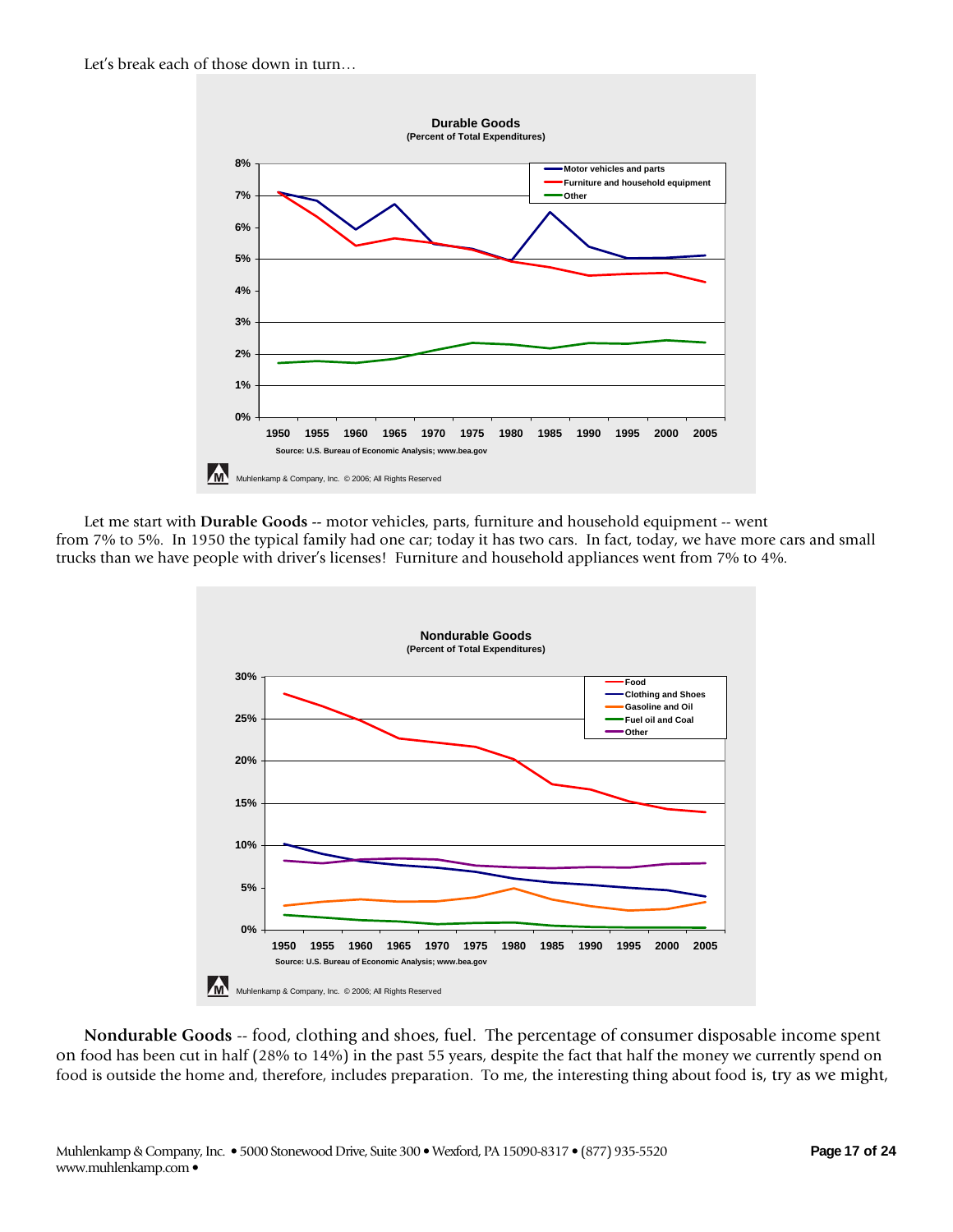Let's break each of those down in turn…

Durable Goods
(Percent of Total Expenditures)

8%
7%
6%
5%
4%
3%
2%
1%
0%

1950 1955 1960 1965 1970 1975 1980 1985 1990 1995 2000 2005

Motor vehicles and parts
Furniture and household equipment
Other

Source: U.S. Bureau of Economic Analysis; www.bea.gov

Muhlenkamp & Company, Inc. © 2006; All Rights Reserved

Let me start with **Durable Goods** -- motor vehicles, parts, furniture and household equipment -- went from 7% to 5%. In 1950 the typical family had one car; today it has two cars. In fact, today, we have more cars and small trucks than we have people with driver's licenses! Furniture and household appliances went from 7% to 4%.

Nondurable Goods
(Percent of Total Expenditures)

30%
25%
20%
15%
10%
5%
0%

1950 1955 1960 1965 1970 1975 1980 1985 1990 1995 2000 2005

Food
Clothing and Shoes
Gasoline and Oil
Fuel oil and Coal
Other

Source: U.S. Bureau of Economic Analysis; www.bea.gov

Muhlenkamp & Company, Inc. © 2006; All Rights Reserved

**Nondurable Goods** -- food, clothing and shoes, fuel. The percentage of consumer disposable income spent on food has been cut in half (28% to 14%) in the past 55 years, despite the fact that half the money we currently spend on food is outside the home and, therefore, includes preparation. To me, the interesting thing about food is, try as we might,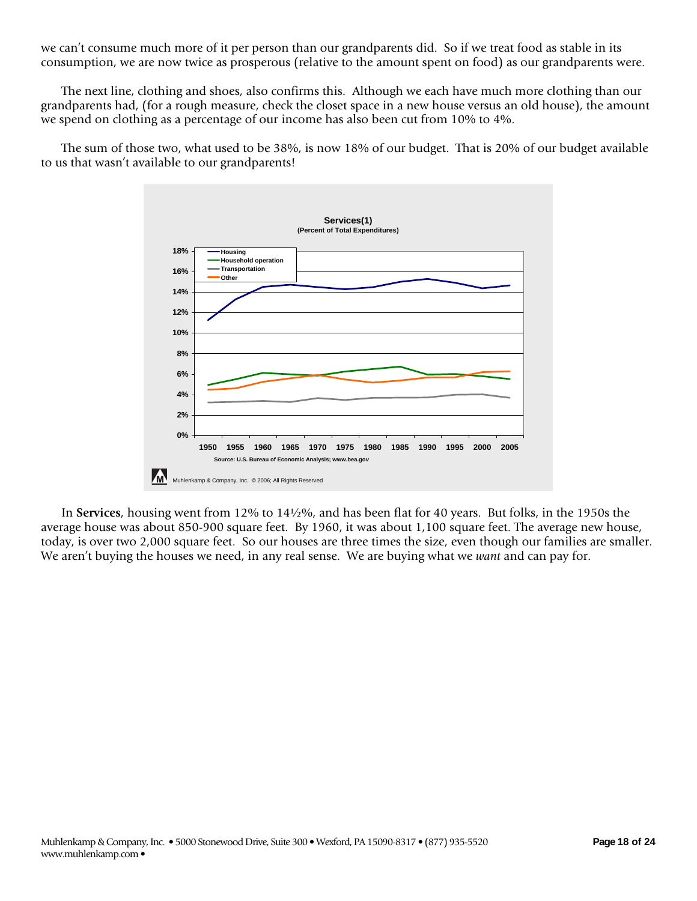we can't consume much more of it per person than our grandparents did. So if we treat food as stable in its consumption, we are now twice as prosperous (relative to the amount spent on food) as our grandparents were.

The next line, clothing and shoes, also confirms this. Although we each have much more clothing than our grandparents had, (for a rough measure, check the closet space in a new house versus an old house), the amount we spend on clothing as a percentage of our income has also been cut from 10% to 4%.

The sum of those two, what used to be 38%, is now 18% of our budget. That is 20% of our budget available to us that wasn't available to our grandparents!

**Services(1)**
(Percent of Total Expenditures)

Housing
Household operation
Transportation
Other

18%
16%
14%
12%
10%
8%
6%
4%
2%
0%

1950 1955 1960 1965 1970 1975 1980 1985 1990 1995 2000 2005

Source: U.S. Bureau of Economic Analysis; www.bea.gov

Muhlenkamp & Company, Inc. © 2006; All Rights Reserved

In **Services**, housing went from 12% to 14½%, and has been flat for 40 years. But folks, in the 1950s the average house was about 850-900 square feet. By 1960, it was about 1,100 square feet. The average new house, today, is over two 2,000 square feet. So our houses are three times the size, even though our families are smaller. We aren't buying the houses we need, in any real sense. We are buying what we *want* and can pay for.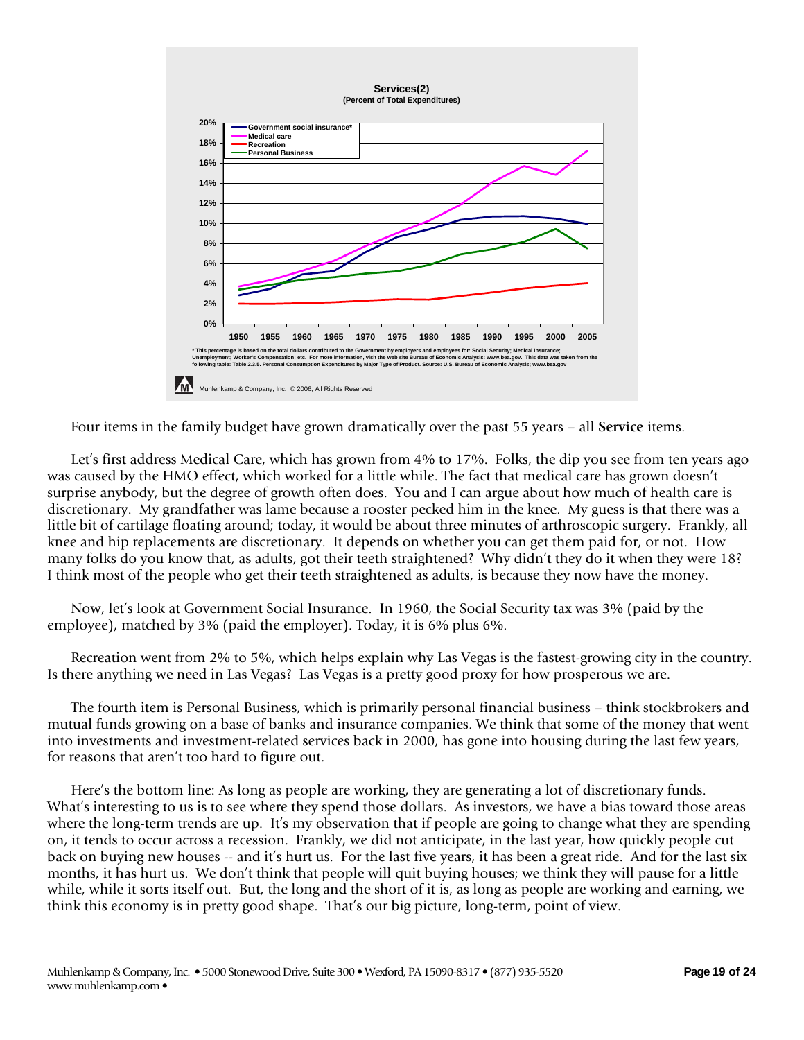Services(2)
(Percent of Total Expenditures)

20%
18%
16%
14%
12%
10%
8%
6%
4%
2%
0%

Government social insurance*
Medical care
Recreation
Personal Business

1950 1955 1960 1965 1970 1975 1980 1985 1990 1995 2000 2005

* This percentage is based on the total dollars contributed to the Government by employers and employees for: Social Security; Medical Insurance; Unemployment; Worker's Compensation; etc. For more information, visit the web site Bureau of Economic Analysis: www.bea.gov. This data was taken from the following table: Table 2.3.5. Personal Consumption Expenditures by Major Type of Product. Source: U.S. Bureau of Economic Analysis; www.bea.gov

Muhlenkamp & Company, Inc. © 2006; All Rights Reserved

Four items in the family budget have grown dramatically over the past 55 years – all **Service** items.

Let's first address Medical Care, which has grown from 4% to 17%. Folks, the dip you see from ten years ago was caused by the HMO effect, which worked for a little while. The fact that medical care has grown doesn't surprise anybody, but the degree of growth often does. You and I can argue about how much of health care is discretionary. My grandfather was lame because a rooster pecked him in the knee. My guess is that there was a little bit of cartilage floating around; today, it would be about three minutes of arthroscopic surgery. Frankly, all knee and hip replacements are discretionary. It depends on whether you can get them paid for, or not. How many folks do you know that, as adults, got their teeth straightened? Why didn't they do it when they were 18? I think most of the people who get their teeth straightened as adults, is because they now have the money.

Now, let's look at Government Social Insurance. In 1960, the Social Security tax was 3% (paid by the employee), matched by 3% (paid the employer). Today, it is 6% plus 6%.

Recreation went from 2% to 5%, which helps explain why Las Vegas is the fastest-growing city in the country. Is there anything we need in Las Vegas? Las Vegas is a pretty good proxy for how prosperous we are.

The fourth item is Personal Business, which is primarily personal financial business – think stockbrokers and mutual funds growing on a base of banks and insurance companies. We think that some of the money that went into investments and investment-related services back in 2000, has gone into housing during the last few years, for reasons that aren't too hard to figure out.

Here's the bottom line: As long as people are working, they are generating a lot of discretionary funds. What's interesting to us is to see where they spend those dollars. As investors, we have a bias toward those areas where the long-term trends are up. It's my observation that if people are going to change what they are spending on, it tends to occur across a recession. Frankly, we did not anticipate, in the last year, how quickly people cut back on buying new houses -- and it's hurt us. For the last five years, it has been a great ride. And for the last six months, it has hurt us. We don't think that people will quit buying houses; we think they will pause for a little while, while it sorts itself out. But, the long and the short of it is, as long as people are working and earning, we think this economy is in pretty good shape. That's our big picture, long-term, point of view.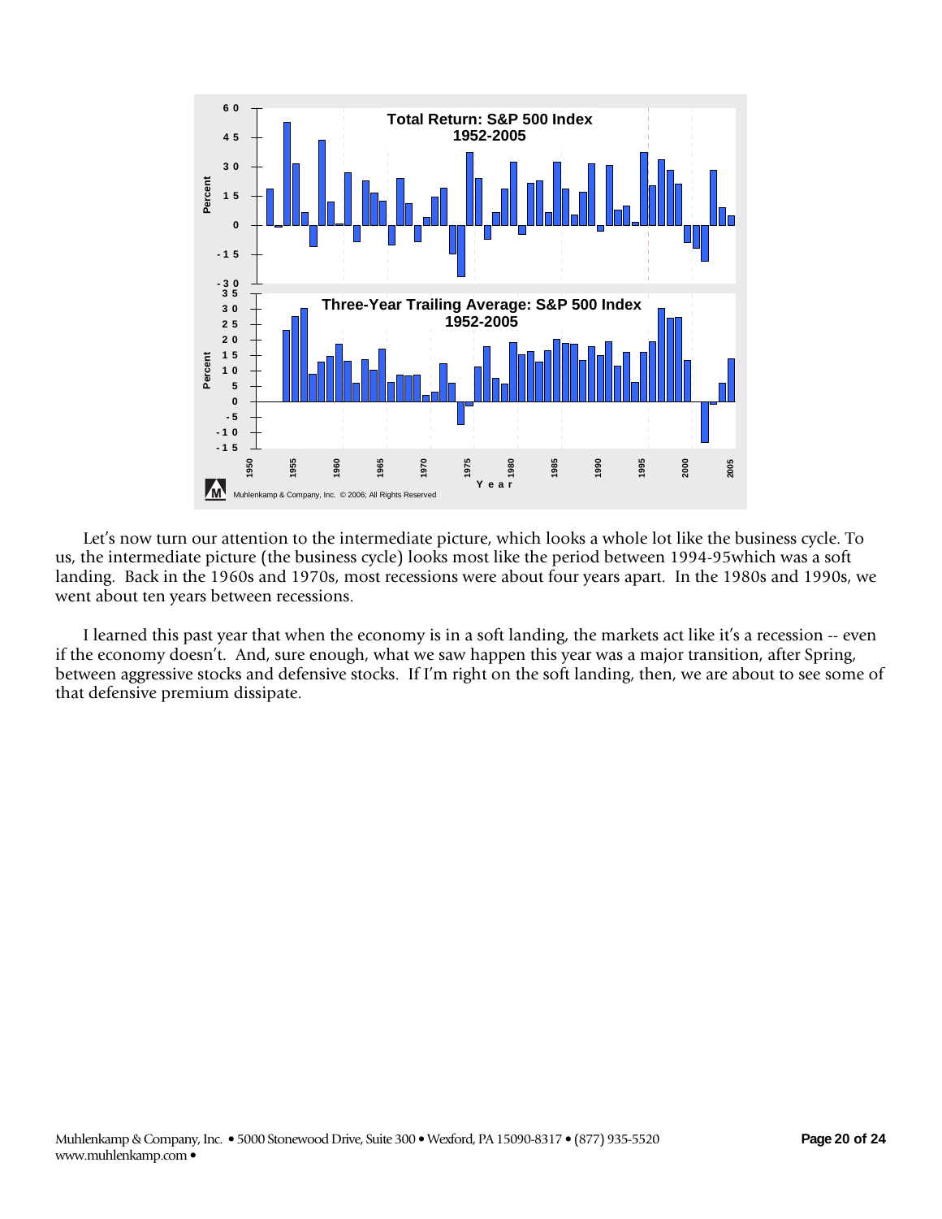Total Return: S&P 500 Index
1952-2005

Percent

60
45
30
15
0
-15
-30

Three-Year Trailing Average: S&P 500 Index
1952-2005

Percent

35
30
25
20
15
10
5
0
-5
-10
-15

1950 1955 1960 1965 1970 1975 1980 1985 1990 1995 2000 2005

Year

Muhlenkamp & Company, Inc. © 2006; All Rights Reserved

Let's now turn our attention to the intermediate picture, which looks a whole lot like the business cycle. To us, the intermediate picture (the business cycle) looks most like the period between 1994-95which was a soft landing. Back in the 1960s and 1970s, most recessions were about four years apart. In the 1980s and 1990s, we went about ten years between recessions.

I learned this past year that when the economy is in a soft landing, the markets act like it's a recession -- even if the economy doesn't. And, sure enough, what we saw happen this year was a major transition, after Spring, between aggressive stocks and defensive stocks. If I'm right on the soft landing, then, we are about to see some of that defensive premium dissipate.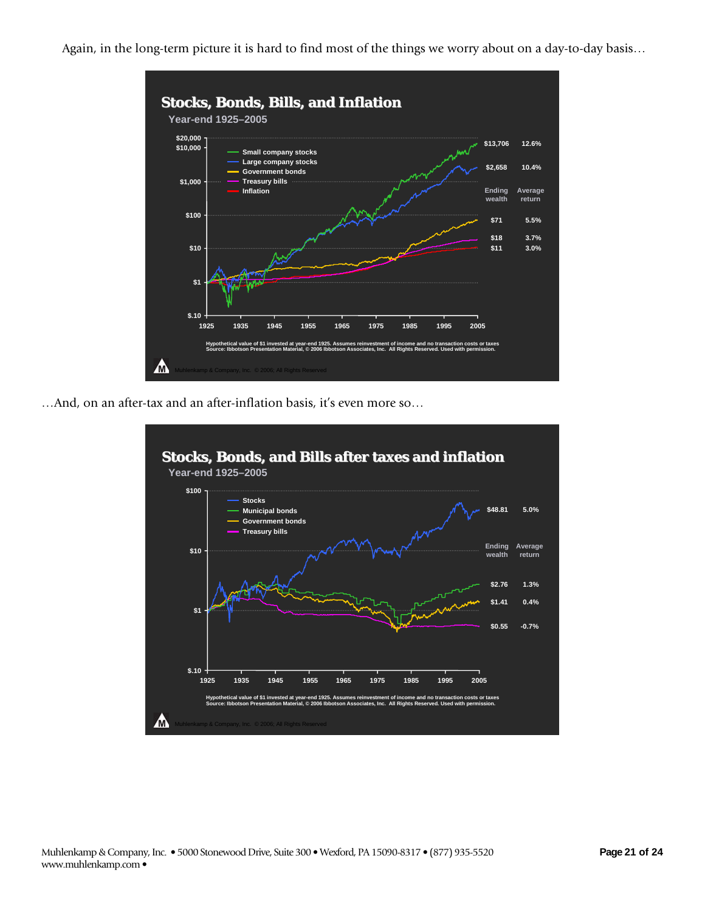Again, in the long-term picture it is hard to find most of the things we worry about on a day-to-day basis…

**Stocks, Bonds, Bills, and Inflation**

Year-end 1925–2005

$20,000
$10,000
$1,000
$100
$10
$1
$.10

1925 1935 1945 1955 1965 1975 1985 1995 2005

Small company stocks
Large company stocks
Government bonds
Treasury bills
Inflation

Ending wealth
Average return

$13,706 12.6%
$2,658 10.4%
$71 5.5%
$18 3.7%
$11 3.0%

Hypothetical value of $1 invested at year-end 1925. Assumes reinvestment of income and no transaction costs or taxes
Source: Ibbotson Presentation Material, © 2006 Ibbotson Associates, Inc. All Rights Reserved. Used with permission.

Muhlenkamp & Company, Inc. © 2006; All Rights Reserved

…And, on an after-tax and an after-inflation basis, it's even more so…

**Stocks, Bonds, and Bills after taxes and inflation**

Year-end 1925–2005

$100
$10
$1
$.10

1925 1935 1945 1955 1965 1975 1985 1995 2005

Stocks
Municipal bonds
Government bonds
Treasury bills

Ending wealth
Average return

$48.81 5.0%
$2.76 1.3%
$1.41 0.4%
$0.55 -0.7%

Hypothetical value of $1 invested at year-end 1925. Assumes reinvestment of income and no transaction costs or taxes
Source: Ibbotson Presentation Material, © 2006 Ibbotson Associates, Inc. All Rights Reserved. Used with permission.

Muhlenkamp & Company, Inc. © 2006; All Rights Reserved

Muhlenkamp & Company, Inc. • 5000 Stonewood Drive, Suite 300 • Wexford, PA 15090-8317 • (877) 935-5520
www.muhlenkamp.com •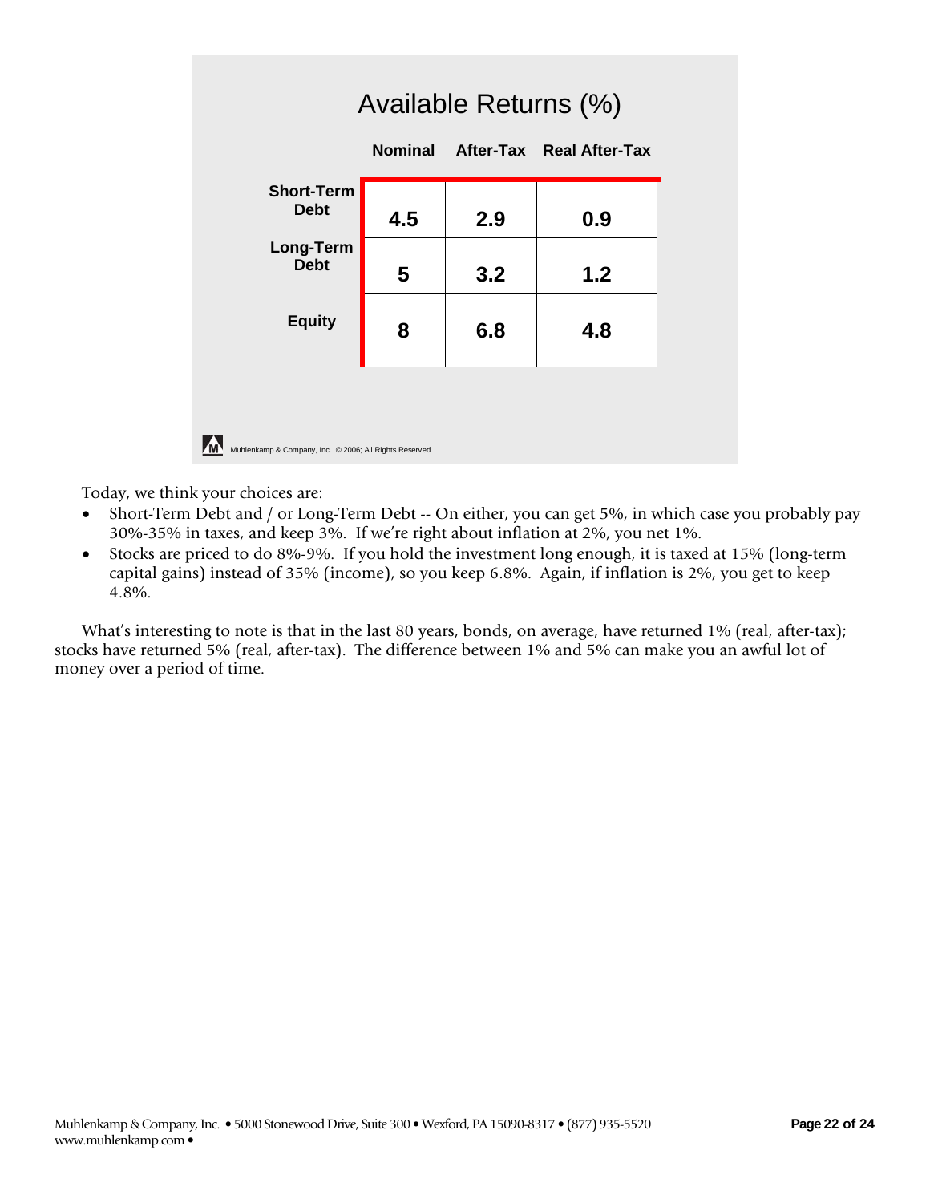## Available Returns (%)

| | Nominal | After-Tax | Real After-Tax |
|---|---|---|---|
| Short-Term Debt | 4.5 | 2.9 | 0.9 |
| Long-Term Debt | 5 | 3.2 | 1.2 |
| Equity | 8 | 6.8 | 4.8 |

Muhlenkamp & Company, Inc. © 2006; All Rights Reserved

Today, we think your choices are:

- Short-Term Debt and / or Long-Term Debt -- On either, you can get 5%, in which case you probably pay 30%-35% in taxes, and keep 3%. If we're right about inflation at 2%, you net 1%.
- Stocks are priced to do 8%-9%. If you hold the investment long enough, it is taxed at 15% (long-term capital gains) instead of 35% (income), so you keep 6.8%. Again, if inflation is 2%, you get to keep 4.8%.

What's interesting to note is that in the last 80 years, bonds, on average, have returned 1% (real, after-tax); stocks have returned 5% (real, after-tax). The difference between 1% and 5% can make you an awful lot of money over a period of time.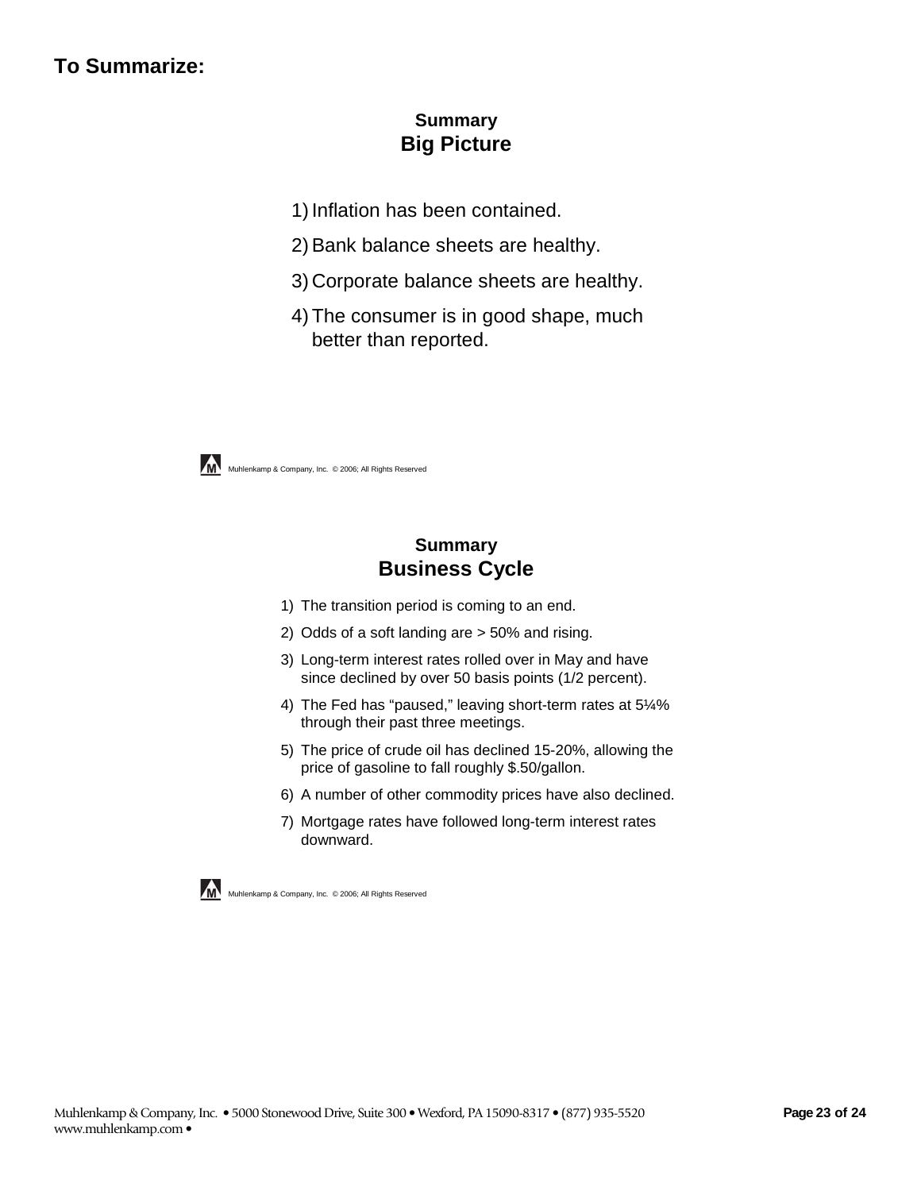**To Summarize:**

### Summary
## Big Picture

1) Inflation has been contained.
2) Bank balance sheets are healthy.
3) Corporate balance sheets are healthy.
4) The consumer is in good shape, much better than reported.

Muhlenkamp & Company, Inc. © 2006; All Rights Reserved

### Summary
## Business Cycle

1) The transition period is coming to an end.
2) Odds of a soft landing are > 50% and rising.
3) Long-term interest rates rolled over in May and have since declined by over 50 basis points (1/2 percent).
4) The Fed has "paused," leaving short-term rates at 5¼% through their past three meetings.
5) The price of crude oil has declined 15-20%, allowing the price of gasoline to fall roughly $.50/gallon.
6) A number of other commodity prices have also declined.
7) Mortgage rates have followed long-term interest rates downward.

Muhlenkamp & Company, Inc. © 2006; All Rights Reserved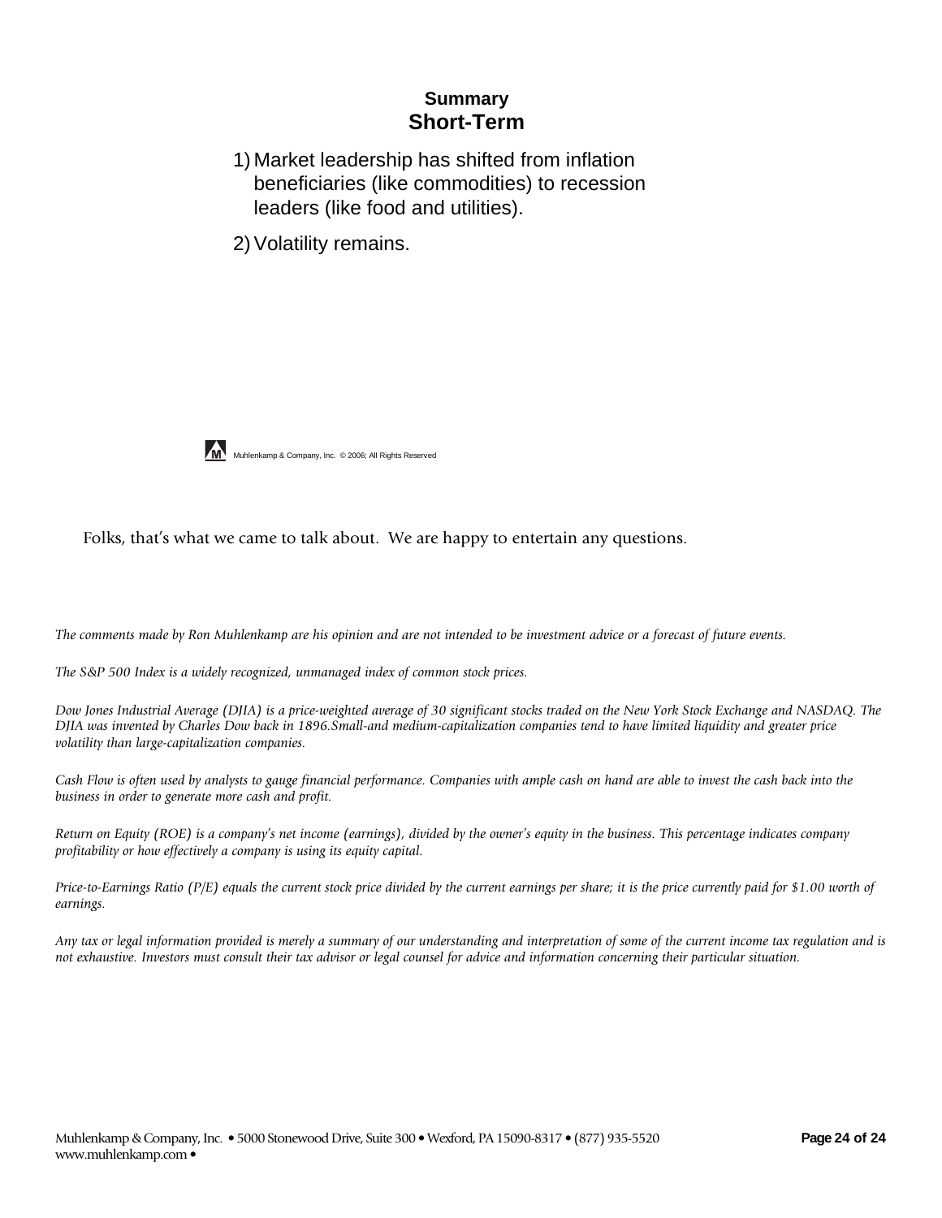## Summary
## Short-Term

1) Market leadership has shifted from inflation beneficiaries (like commodities) to recession leaders (like food and utilities).

2) Volatility remains.

Muhlenkamp & Company, Inc. © 2006; All Rights Reserved

Folks, that's what we came to talk about. We are happy to entertain any questions.

*The comments made by Ron Muhlenkamp are his opinion and are not intended to be investment advice or a forecast of future events.*

*The S&P 500 Index is a widely recognized, unmanaged index of common stock prices.*

*Dow Jones Industrial Average (DJIA) is a price-weighted average of 30 significant stocks traded on the New York Stock Exchange and NASDAQ. The DJIA was invented by Charles Dow back in 1896.Small-and medium-capitalization companies tend to have limited liquidity and greater price volatility than large-capitalization companies.*

*Cash Flow is often used by analysts to gauge financial performance. Companies with ample cash on hand are able to invest the cash back into the business in order to generate more cash and profit.*

*Return on Equity (ROE) is a company's net income (earnings), divided by the owner's equity in the business. This percentage indicates company profitability or how effectively a company is using its equity capital.*

*Price-to-Earnings Ratio (P/E) equals the current stock price divided by the current earnings per share; it is the price currently paid for $1.00 worth of earnings.*

*Any tax or legal information provided is merely a summary of our understanding and interpretation of some of the current income tax regulation and is not exhaustive. Investors must consult their tax advisor or legal counsel for advice and information concerning their particular situation.*